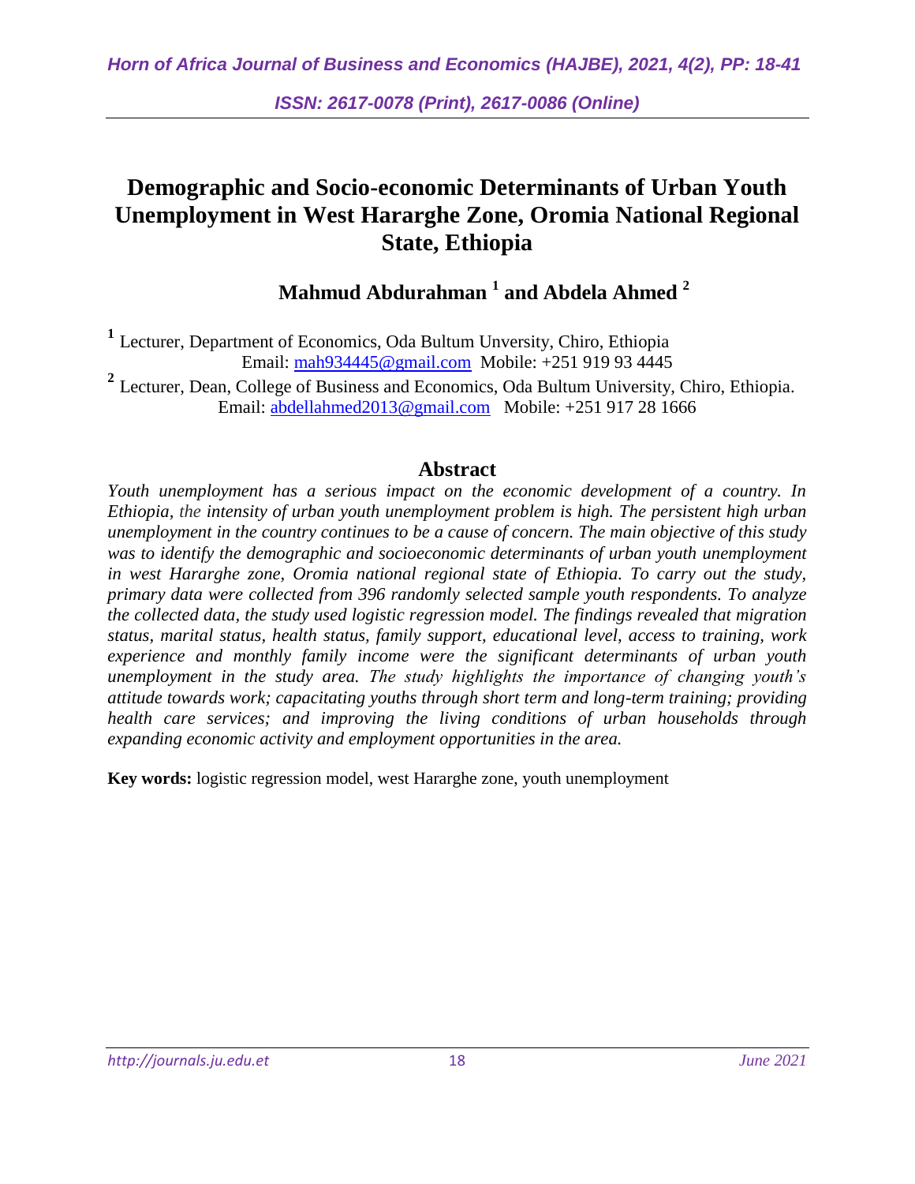# Demographic and Socio-economic Determinants of Urban Youth Unemployment in West Hararghe Zone, Oromia National Regional State, Ethiopia

**Mahmud Abdurahman [1] and Abdela Ahmed [2]**

[1] Lecturer, Department of Economics, Oda Bultum Unversity, Chiro, Ethiopia
Email: mah934445@gmail.com Mobile: +251 919 93 4445

[2] Lecturer, Dean, College of Business and Economics, Oda Bultum University, Chiro, Ethiopia.
Email: abdellahmed2013@gmail.com Mobile: +251 917 28 1666

## Abstract

*Youth unemployment has a serious impact on the economic development of a country. In Ethiopia, the intensity of urban youth unemployment problem is high. The persistent high urban unemployment in the country continues to be a cause of concern. The main objective of this study was to identify the demographic and socioeconomic determinants of urban youth unemployment in west Hararghe zone, Oromia national regional state of Ethiopia. To carry out the study, primary data were collected from 396 randomly selected sample youth respondents. To analyze the collected data, the study used logistic regression model. The findings revealed that migration status, marital status, health status, family support, educational level, access to training, work experience and monthly family income were the significant determinants of urban youth unemployment in the study area. The study highlights the importance of changing youth's attitude towards work; capacitating youths through short term and long-term training; providing health care services; and improving the living conditions of urban households through expanding economic activity and employment opportunities in the area.*

**Key words:** logistic regression model, west Hararghe zone, youth unemployment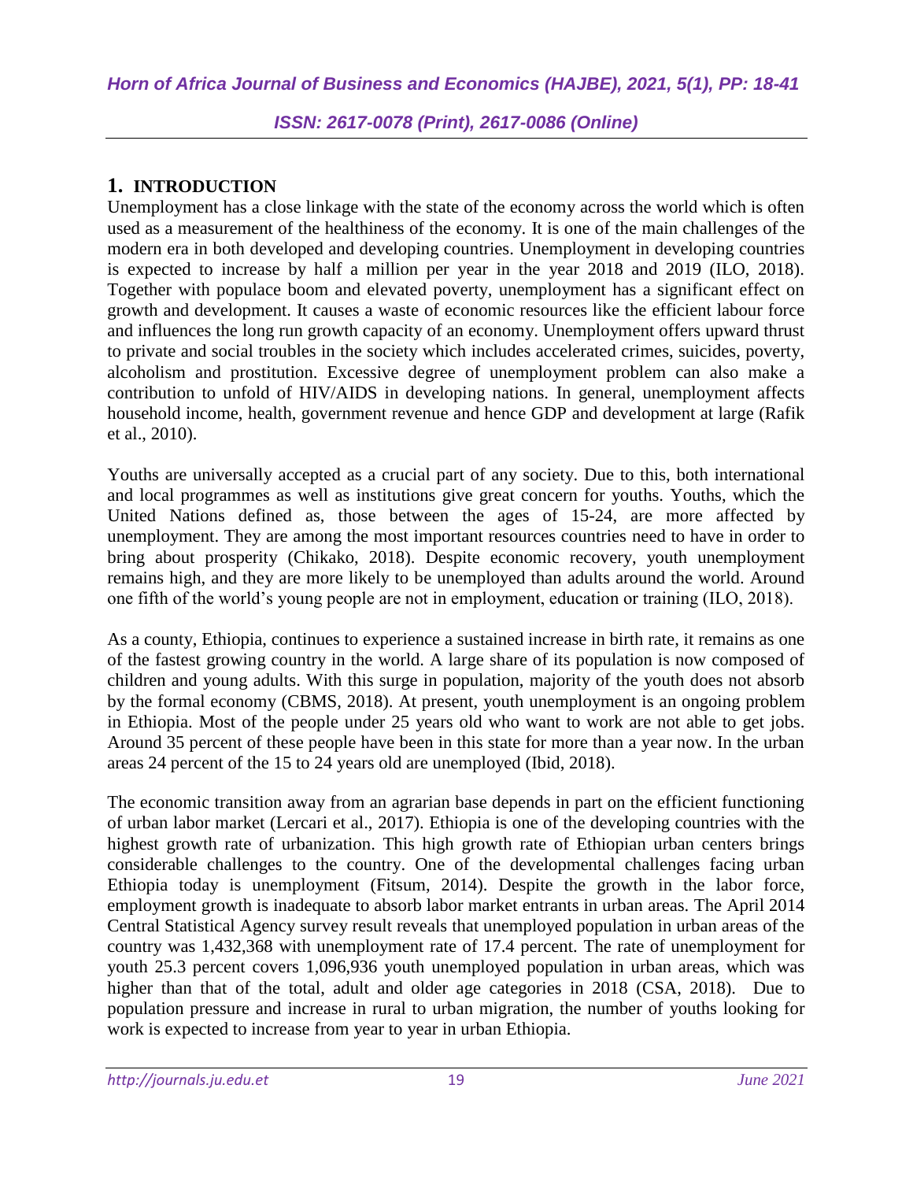## 1. INTRODUCTION

Unemployment has a close linkage with the state of the economy across the world which is often used as a measurement of the healthiness of the economy. It is one of the main challenges of the modern era in both developed and developing countries. Unemployment in developing countries is expected to increase by half a million per year in the year 2018 and 2019 (ILO, 2018). Together with populace boom and elevated poverty, unemployment has a significant effect on growth and development. It causes a waste of economic resources like the efficient labour force and influences the long run growth capacity of an economy. Unemployment offers upward thrust to private and social troubles in the society which includes accelerated crimes, suicides, poverty, alcoholism and prostitution. Excessive degree of unemployment problem can also make a contribution to unfold of HIV/AIDS in developing nations. In general, unemployment affects household income, health, government revenue and hence GDP and development at large (Rafik et al., 2010).

Youths are universally accepted as a crucial part of any society. Due to this, both international and local programmes as well as institutions give great concern for youths. Youths, which the United Nations defined as, those between the ages of 15-24, are more affected by unemployment. They are among the most important resources countries need to have in order to bring about prosperity (Chikako, 2018). Despite economic recovery, youth unemployment remains high, and they are more likely to be unemployed than adults around the world. Around one fifth of the world's young people are not in employment, education or training (ILO, 2018).

As a county, Ethiopia, continues to experience a sustained increase in birth rate, it remains as one of the fastest growing country in the world. A large share of its population is now composed of children and young adults. With this surge in population, majority of the youth does not absorb by the formal economy (CBMS, 2018). At present, youth unemployment is an ongoing problem in Ethiopia. Most of the people under 25 years old who want to work are not able to get jobs. Around 35 percent of these people have been in this state for more than a year now. In the urban areas 24 percent of the 15 to 24 years old are unemployed (Ibid, 2018).

The economic transition away from an agrarian base depends in part on the efficient functioning of urban labor market (Lercari et al., 2017). Ethiopia is one of the developing countries with the highest growth rate of urbanization. This high growth rate of Ethiopian urban centers brings considerable challenges to the country. One of the developmental challenges facing urban Ethiopia today is unemployment (Fitsum, 2014). Despite the growth in the labor force, employment growth is inadequate to absorb labor market entrants in urban areas. The April 2014 Central Statistical Agency survey result reveals that unemployed population in urban areas of the country was 1,432,368 with unemployment rate of 17.4 percent. The rate of unemployment for youth 25.3 percent covers 1,096,936 youth unemployed population in urban areas, which was higher than that of the total, adult and older age categories in 2018 (CSA, 2018). Due to population pressure and increase in rural to urban migration, the number of youths looking for work is expected to increase from year to year in urban Ethiopia.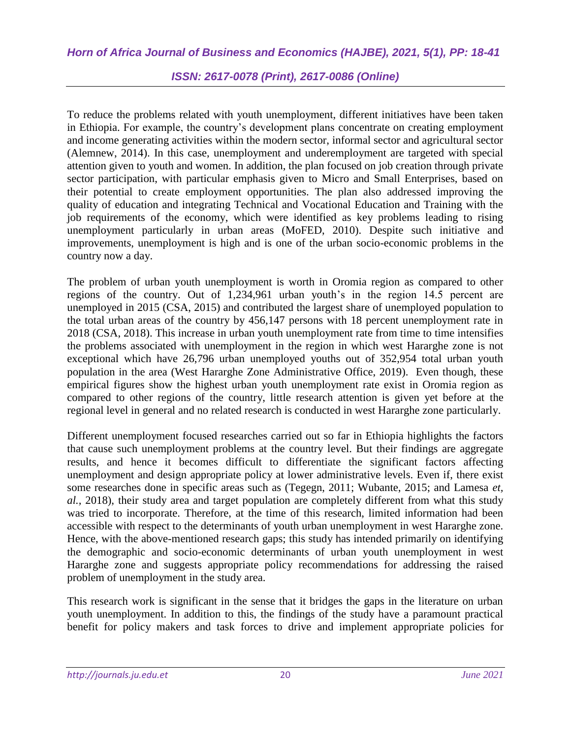To reduce the problems related with youth unemployment, different initiatives have been taken in Ethiopia. For example, the country's development plans concentrate on creating employment and income generating activities within the modern sector, informal sector and agricultural sector (Alemnew, 2014). In this case, unemployment and underemployment are targeted with special attention given to youth and women. In addition, the plan focused on job creation through private sector participation, with particular emphasis given to Micro and Small Enterprises, based on their potential to create employment opportunities. The plan also addressed improving the quality of education and integrating Technical and Vocational Education and Training with the job requirements of the economy, which were identified as key problems leading to rising unemployment particularly in urban areas (MoFED, 2010). Despite such initiative and improvements, unemployment is high and is one of the urban socio-economic problems in the country now a day.

The problem of urban youth unemployment is worth in Oromia region as compared to other regions of the country. Out of 1,234,961 urban youth's in the region 14.5 percent are unemployed in 2015 (CSA, 2015) and contributed the largest share of unemployed population to the total urban areas of the country by 456,147 persons with 18 percent unemployment rate in 2018 (CSA, 2018). This increase in urban youth unemployment rate from time to time intensifies the problems associated with unemployment in the region in which west Hararghe zone is not exceptional which have 26,796 urban unemployed youths out of 352,954 total urban youth population in the area (West Hararghe Zone Administrative Office, 2019). Even though, these empirical figures show the highest urban youth unemployment rate exist in Oromia region as compared to other regions of the country, little research attention is given yet before at the regional level in general and no related research is conducted in west Hararghe zone particularly.

Different unemployment focused researches carried out so far in Ethiopia highlights the factors that cause such unemployment problems at the country level. But their findings are aggregate results, and hence it becomes difficult to differentiate the significant factors affecting unemployment and design appropriate policy at lower administrative levels. Even if, there exist some researches done in specific areas such as (Tegegn, 2011; Wubante, 2015; and Lamesa *et, al.*, 2018), their study area and target population are completely different from what this study was tried to incorporate. Therefore, at the time of this research, limited information had been accessible with respect to the determinants of youth urban unemployment in west Hararghe zone. Hence, with the above-mentioned research gaps; this study has intended primarily on identifying the demographic and socio-economic determinants of urban youth unemployment in west Hararghe zone and suggests appropriate policy recommendations for addressing the raised problem of unemployment in the study area.

This research work is significant in the sense that it bridges the gaps in the literature on urban youth unemployment. In addition to this, the findings of the study have a paramount practical benefit for policy makers and task forces to drive and implement appropriate policies for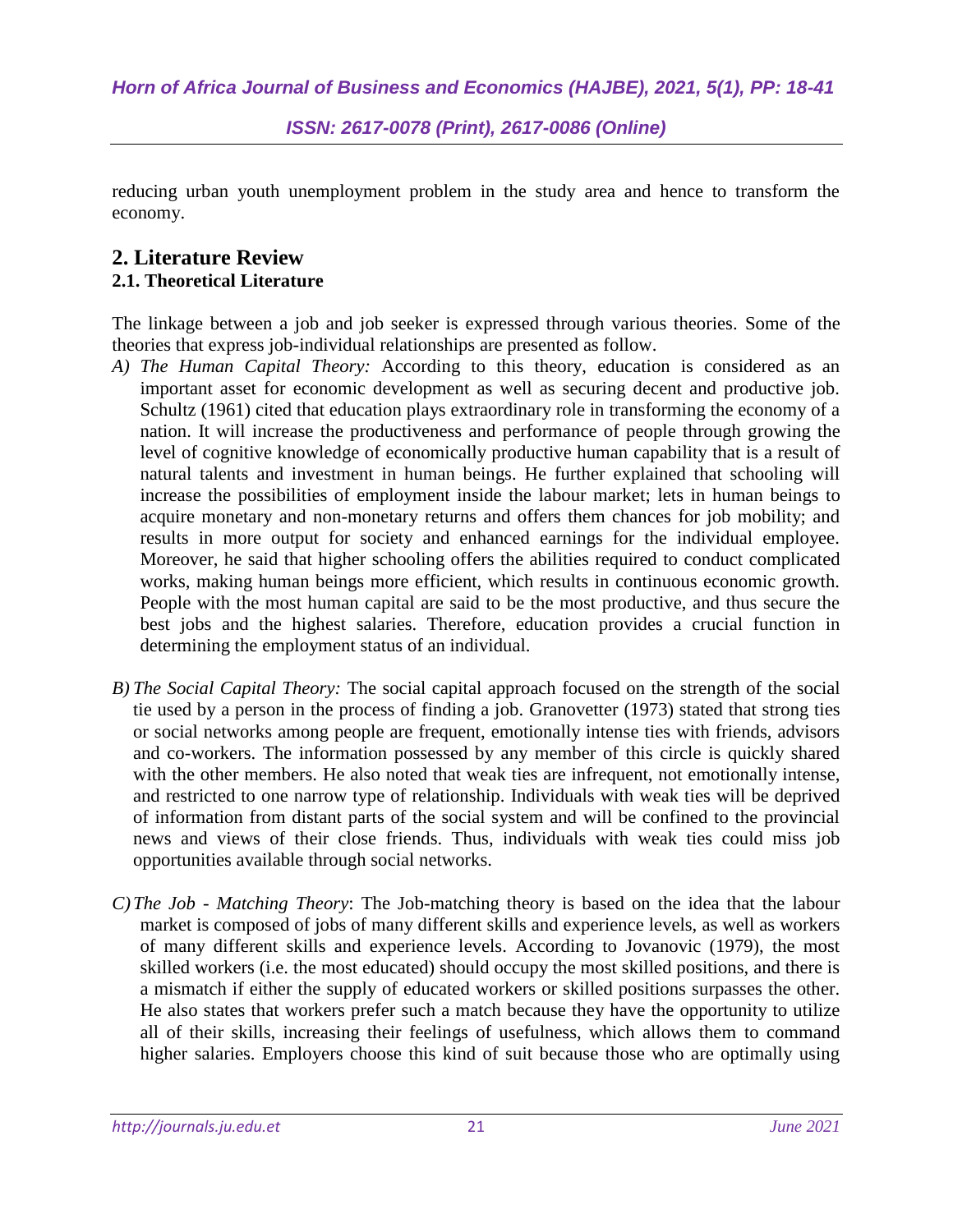reducing urban youth unemployment problem in the study area and hence to transform the economy.

## 2. Literature Review

### 2.1. Theoretical Literature

The linkage between a job and job seeker is expressed through various theories. Some of the theories that express job-individual relationships are presented as follow.

A) *The Human Capital Theory:* According to this theory, education is considered as an important asset for economic development as well as securing decent and productive job. Schultz (1961) cited that education plays extraordinary role in transforming the economy of a nation. It will increase the productiveness and performance of people through growing the level of cognitive knowledge of economically productive human capability that is a result of natural talents and investment in human beings. He further explained that schooling will increase the possibilities of employment inside the labour market; lets in human beings to acquire monetary and non-monetary returns and offers them chances for job mobility; and results in more output for society and enhanced earnings for the individual employee. Moreover, he said that higher schooling offers the abilities required to conduct complicated works, making human beings more efficient, which results in continuous economic growth. People with the most human capital are said to be the most productive, and thus secure the best jobs and the highest salaries. Therefore, education provides a crucial function in determining the employment status of an individual.

B) *The Social Capital Theory:* The social capital approach focused on the strength of the social tie used by a person in the process of finding a job. Granovetter (1973) stated that strong ties or social networks among people are frequent, emotionally intense ties with friends, advisors and co-workers. The information possessed by any member of this circle is quickly shared with the other members. He also noted that weak ties are infrequent, not emotionally intense, and restricted to one narrow type of relationship. Individuals with weak ties will be deprived of information from distant parts of the social system and will be confined to the provincial news and views of their close friends. Thus, individuals with weak ties could miss job opportunities available through social networks.

C) *The Job - Matching Theory*: The Job-matching theory is based on the idea that the labour market is composed of jobs of many different skills and experience levels, as well as workers of many different skills and experience levels. According to Jovanovic (1979), the most skilled workers (i.e. the most educated) should occupy the most skilled positions, and there is a mismatch if either the supply of educated workers or skilled positions surpasses the other. He also states that workers prefer such a match because they have the opportunity to utilize all of their skills, increasing their feelings of usefulness, which allows them to command higher salaries. Employers choose this kind of suit because those who are optimally using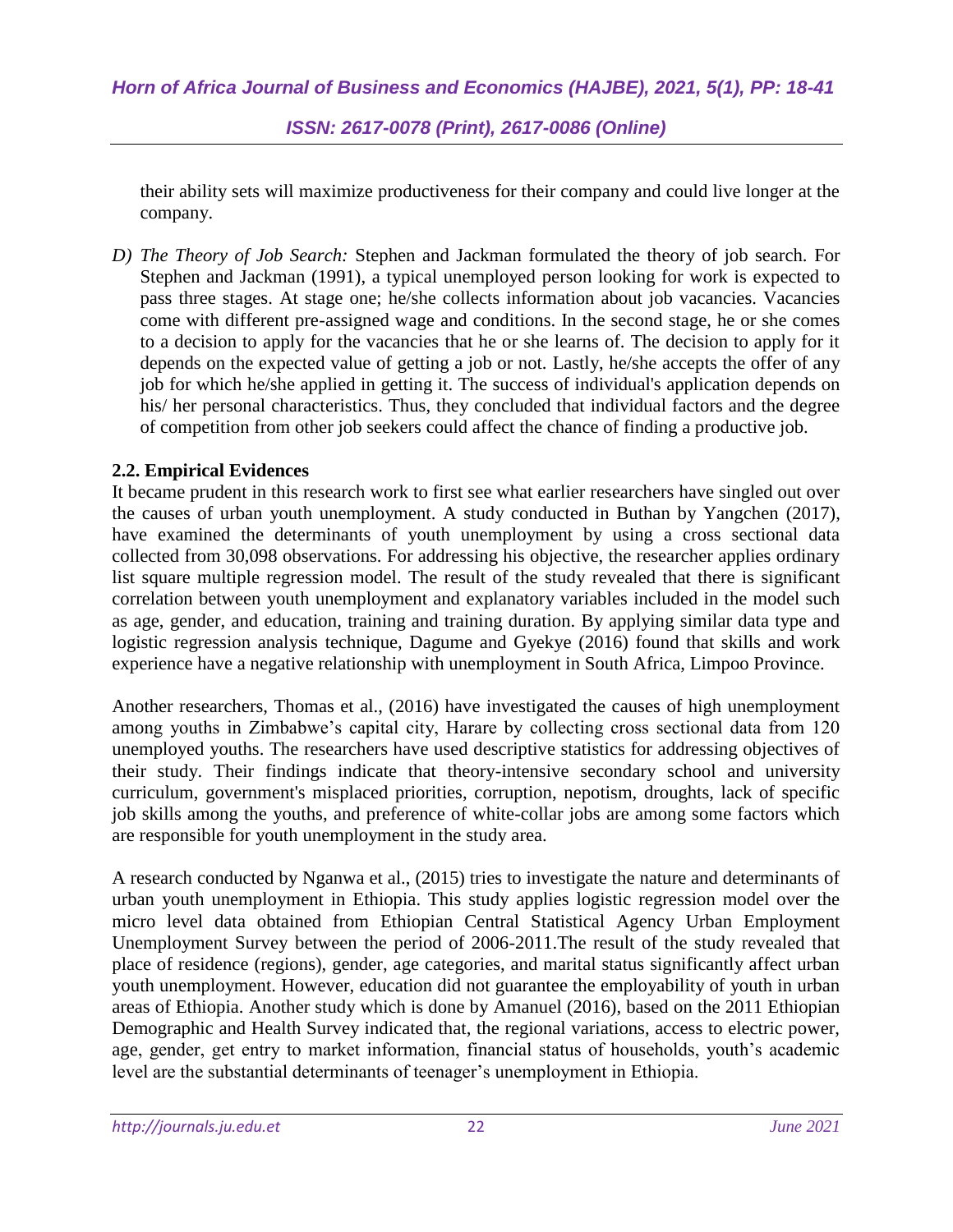their ability sets will maximize productiveness for their company and could live longer at the company.

*D) The Theory of Job Search:* Stephen and Jackman formulated the theory of job search. For Stephen and Jackman (1991), a typical unemployed person looking for work is expected to pass three stages. At stage one; he/she collects information about job vacancies. Vacancies come with different pre-assigned wage and conditions. In the second stage, he or she comes to a decision to apply for the vacancies that he or she learns of. The decision to apply for it depends on the expected value of getting a job or not. Lastly, he/she accepts the offer of any job for which he/she applied in getting it. The success of individual's application depends on his/ her personal characteristics. Thus, they concluded that individual factors and the degree of competition from other job seekers could affect the chance of finding a productive job.

### 2.2. Empirical Evidences

It became prudent in this research work to first see what earlier researchers have singled out over the causes of urban youth unemployment. A study conducted in Buthan by Yangchen (2017), have examined the determinants of youth unemployment by using a cross sectional data collected from 30,098 observations. For addressing his objective, the researcher applies ordinary list square multiple regression model. The result of the study revealed that there is significant correlation between youth unemployment and explanatory variables included in the model such as age, gender, and education, training and training duration. By applying similar data type and logistic regression analysis technique, Dagume and Gyekye (2016) found that skills and work experience have a negative relationship with unemployment in South Africa, Limpoo Province.

Another researchers, Thomas et al., (2016) have investigated the causes of high unemployment among youths in Zimbabwe's capital city, Harare by collecting cross sectional data from 120 unemployed youths. The researchers have used descriptive statistics for addressing objectives of their study. Their findings indicate that theory-intensive secondary school and university curriculum, government's misplaced priorities, corruption, nepotism, droughts, lack of specific job skills among the youths, and preference of white-collar jobs are among some factors which are responsible for youth unemployment in the study area.

A research conducted by Nganwa et al., (2015) tries to investigate the nature and determinants of urban youth unemployment in Ethiopia. This study applies logistic regression model over the micro level data obtained from Ethiopian Central Statistical Agency Urban Employment Unemployment Survey between the period of 2006-2011.The result of the study revealed that place of residence (regions), gender, age categories, and marital status significantly affect urban youth unemployment. However, education did not guarantee the employability of youth in urban areas of Ethiopia. Another study which is done by Amanuel (2016), based on the 2011 Ethiopian Demographic and Health Survey indicated that, the regional variations, access to electric power, age, gender, get entry to market information, financial status of households, youth's academic level are the substantial determinants of teenager's unemployment in Ethiopia.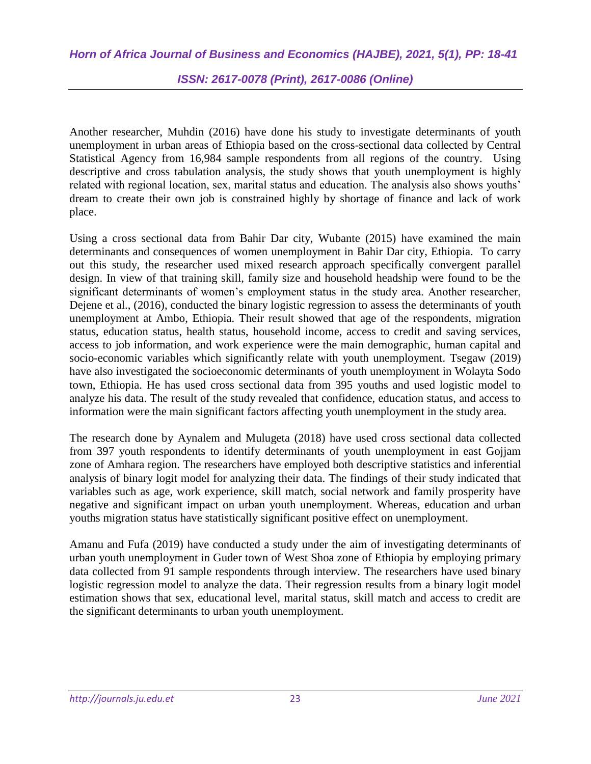Another researcher, Muhdin (2016) have done his study to investigate determinants of youth unemployment in urban areas of Ethiopia based on the cross-sectional data collected by Central Statistical Agency from 16,984 sample respondents from all regions of the country. Using descriptive and cross tabulation analysis, the study shows that youth unemployment is highly related with regional location, sex, marital status and education. The analysis also shows youths' dream to create their own job is constrained highly by shortage of finance and lack of work place.

Using a cross sectional data from Bahir Dar city, Wubante (2015) have examined the main determinants and consequences of women unemployment in Bahir Dar city, Ethiopia. To carry out this study, the researcher used mixed research approach specifically convergent parallel design. In view of that training skill, family size and household headship were found to be the significant determinants of women's employment status in the study area. Another researcher, Dejene et al., (2016), conducted the binary logistic regression to assess the determinants of youth unemployment at Ambo, Ethiopia. Their result showed that age of the respondents, migration status, education status, health status, household income, access to credit and saving services, access to job information, and work experience were the main demographic, human capital and socio-economic variables which significantly relate with youth unemployment. Tsegaw (2019) have also investigated the socioeconomic determinants of youth unemployment in Wolayta Sodo town, Ethiopia. He has used cross sectional data from 395 youths and used logistic model to analyze his data. The result of the study revealed that confidence, education status, and access to information were the main significant factors affecting youth unemployment in the study area.

The research done by Aynalem and Mulugeta (2018) have used cross sectional data collected from 397 youth respondents to identify determinants of youth unemployment in east Gojjam zone of Amhara region. The researchers have employed both descriptive statistics and inferential analysis of binary logit model for analyzing their data. The findings of their study indicated that variables such as age, work experience, skill match, social network and family prosperity have negative and significant impact on urban youth unemployment. Whereas, education and urban youths migration status have statistically significant positive effect on unemployment.

Amanu and Fufa (2019) have conducted a study under the aim of investigating determinants of urban youth unemployment in Guder town of West Shoa zone of Ethiopia by employing primary data collected from 91 sample respondents through interview. The researchers have used binary logistic regression model to analyze the data. Their regression results from a binary logit model estimation shows that sex, educational level, marital status, skill match and access to credit are the significant determinants to urban youth unemployment.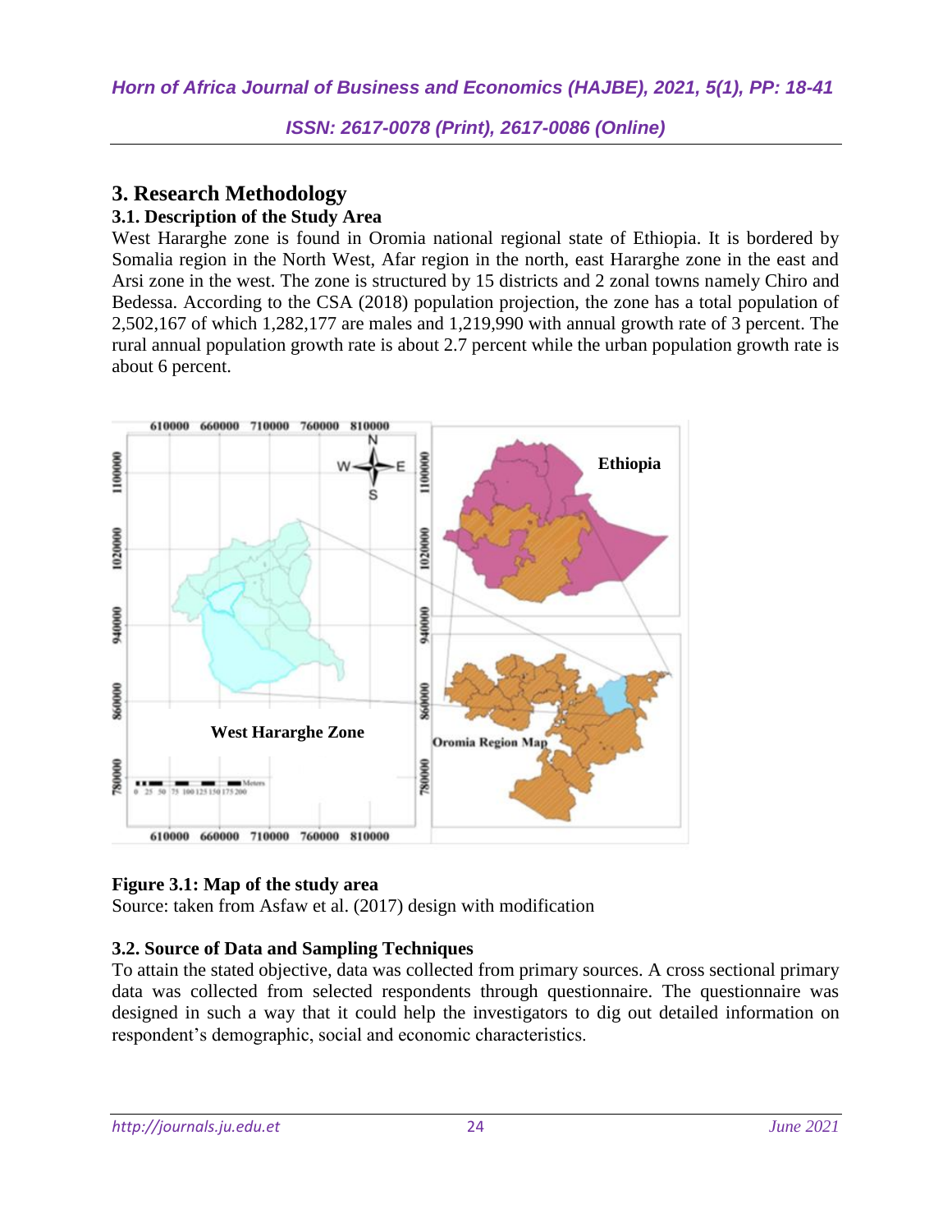# 3. Research Methodology

## 3.1. Description of the Study Area

West Hararghe zone is found in Oromia national regional state of Ethiopia. It is bordered by Somalia region in the North West, Afar region in the north, east Hararghe zone in the east and Arsi zone in the west. The zone is structured by 15 districts and 2 zonal towns namely Chiro and Bedessa. According to the CSA (2018) population projection, the zone has a total population of 2,502,167 of which 1,282,177 are males and 1,219,990 with annual growth rate of 3 percent. The rural annual population growth rate is about 2.7 percent while the urban population growth rate is about 6 percent.

610000 660000 710000 760000 810000

1100000
1020000
940000
860000
780000

N W E S

West Hararghe Zone

Ethiopia

Oromia Region Map

0 25 50 75 100 125 150 175 200 Meters

**Figure 3.1: Map of the study area**

Source: taken from Asfaw et al. (2017) design with modification

## 3.2. Source of Data and Sampling Techniques

To attain the stated objective, data was collected from primary sources. A cross sectional primary data was collected from selected respondents through questionnaire. The questionnaire was designed in such a way that it could help the investigators to dig out detailed information on respondent's demographic, social and economic characteristics.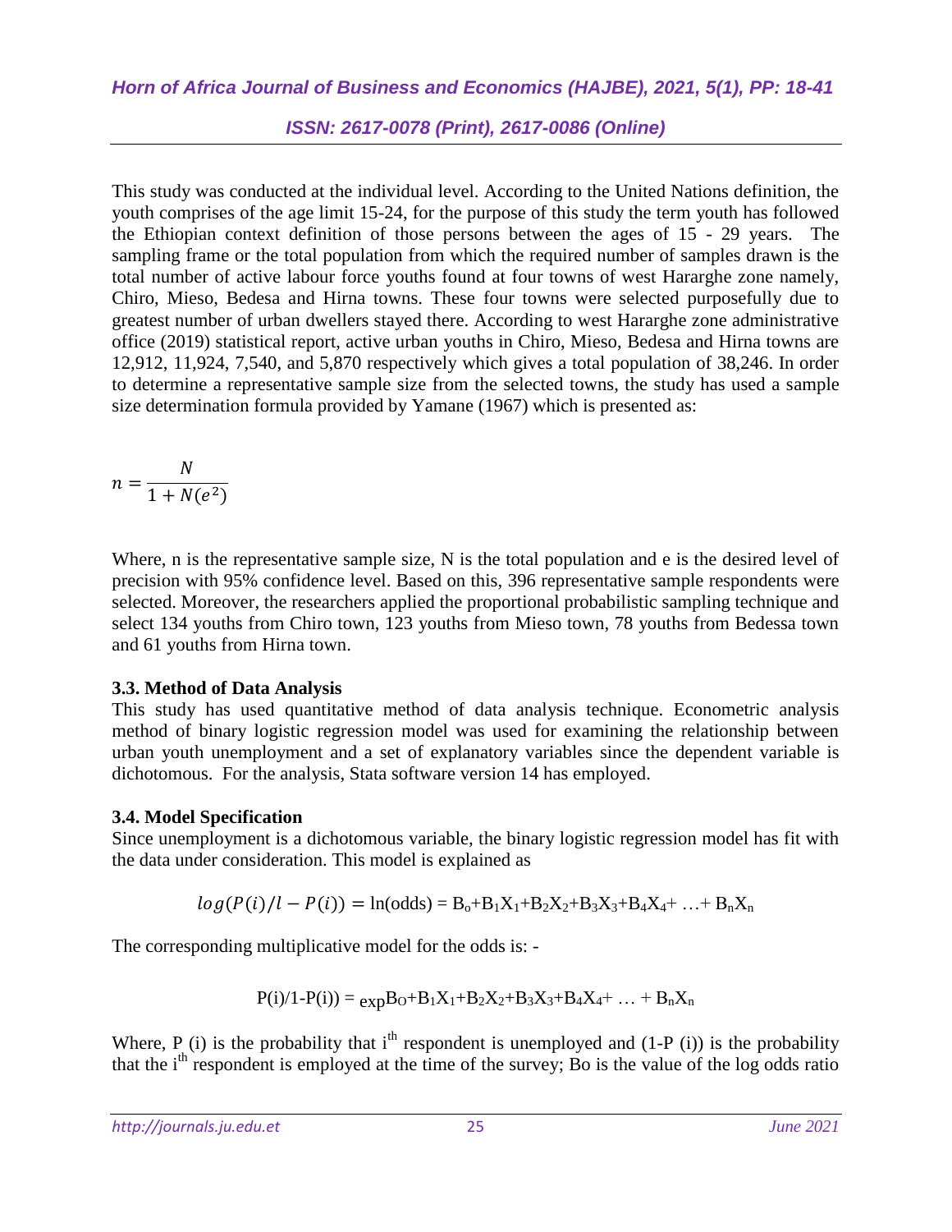This study was conducted at the individual level. According to the United Nations definition, the youth comprises of the age limit 15-24, for the purpose of this study the term youth has followed the Ethiopian context definition of those persons between the ages of 15 - 29 years. The sampling frame or the total population from which the required number of samples drawn is the total number of active labour force youths found at four towns of west Hararghe zone namely, Chiro, Mieso, Bedesa and Hirna towns. These four towns were selected purposefully due to greatest number of urban dwellers stayed there. According to west Hararghe zone administrative office (2019) statistical report, active urban youths in Chiro, Mieso, Bedesa and Hirna towns are 12,912, 11,924, 7,540, and 5,870 respectively which gives a total population of 38,246. In order to determine a representative sample size from the selected towns, the study has used a sample size determination formula provided by Yamane (1967) which is presented as:

$$n = \frac{N}{1 + N(e^2)}$$

Where, n is the representative sample size, N is the total population and e is the desired level of precision with 95% confidence level. Based on this, 396 representative sample respondents were selected. Moreover, the researchers applied the proportional probabilistic sampling technique and select 134 youths from Chiro town, 123 youths from Mieso town, 78 youths from Bedessa town and 61 youths from Hirna town.

### 3.3. Method of Data Analysis

This study has used quantitative method of data analysis technique. Econometric analysis method of binary logistic regression model was used for examining the relationship between urban youth unemployment and a set of explanatory variables since the dependent variable is dichotomous. For the analysis, Stata software version 14 has employed.

### 3.4. Model Specification

Since unemployment is a dichotomous variable, the binary logistic regression model has fit with the data under consideration. This model is explained as

$$log(P(i)/l - P(i)) = \ln(\text{odds}) = B_o+B_1X_1+B_2X_2+B_3X_3+B_4X_4+ \ldots + B_nX_n$$

The corresponding multiplicative model for the odds is: -

$$P(i)/1\text{-}P(i)) = {}_{\exp}B_O+B_1X_1+B_2X_2+B_3X_3+B_4X_4+ \ldots + B_nX_n$$

Where, P (i) is the probability that $i^{th}$ respondent is unemployed and (1-P (i)) is the probability that the $i^{th}$ respondent is employed at the time of the survey; Bo is the value of the log odds ratio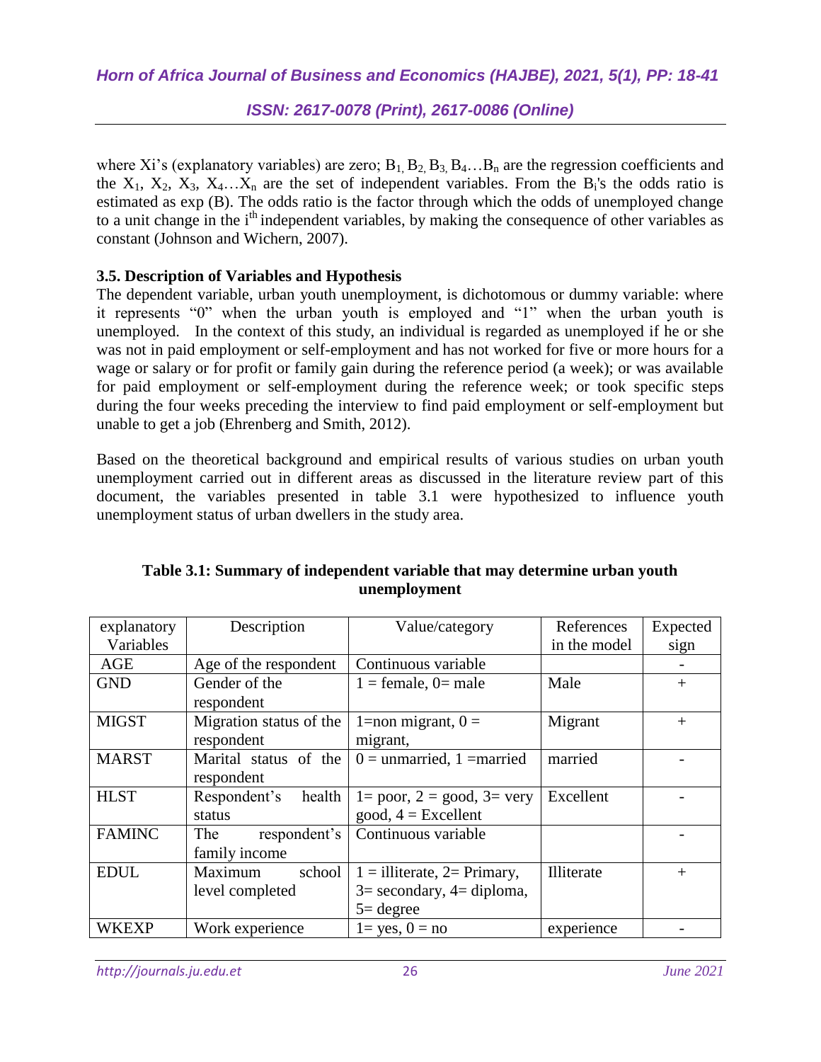where Xi's (explanatory variables) are zero; $B_1, B_2, B_3, B_4 \ldots B_n$ are the regression coefficients and the $X_1$, $X_2$, $X_3$, $X_4 \ldots X_n$ are the set of independent variables. From the $B_i$'s the odds ratio is estimated as exp (B). The odds ratio is the factor through which the odds of unemployed change to a unit change in the $i^{th}$ independent variables, by making the consequence of other variables as constant (Johnson and Wichern, 2007).

### 3.5. Description of Variables and Hypothesis

The dependent variable, urban youth unemployment, is dichotomous or dummy variable: where it represents "0" when the urban youth is employed and "1" when the urban youth is unemployed. In the context of this study, an individual is regarded as unemployed if he or she was not in paid employment or self-employment and has not worked for five or more hours for a wage or salary or for profit or family gain during the reference period (a week); or was available for paid employment or self-employment during the reference week; or took specific steps during the four weeks preceding the interview to find paid employment or self-employment but unable to get a job (Ehrenberg and Smith, 2012).

Based on the theoretical background and empirical results of various studies on urban youth unemployment carried out in different areas as discussed in the literature review part of this document, the variables presented in table 3.1 were hypothesized to influence youth unemployment status of urban dwellers in the study area.

**Table 3.1: Summary of independent variable that may determine urban youth unemployment**

| explanatory Variables | Description | Value/category | References in the model | Expected sign |
|---|---|---|---|---|
| AGE | Age of the respondent | Continuous variable | | - |
| GND | Gender of the respondent | 1 = female, 0= male | Male | + |
| MIGST | Migration status of the respondent | 1=non migrant, 0 = migrant, | Migrant | + |
| MARST | Marital status of the respondent | 0 = unmarried, 1 =married | married | - |
| HLST | Respondent's health status | 1= poor, 2 = good, 3= very good, 4 = Excellent | Excellent | - |
| FAMINC | The respondent's family income | Continuous variable | | - |
| EDUL | Maximum school level completed | 1 = illiterate, 2= Primary, 3= secondary, 4= diploma, 5= degree | Illiterate | + |
| WKEXP | Work experience | 1= yes, 0 = no | experience | - |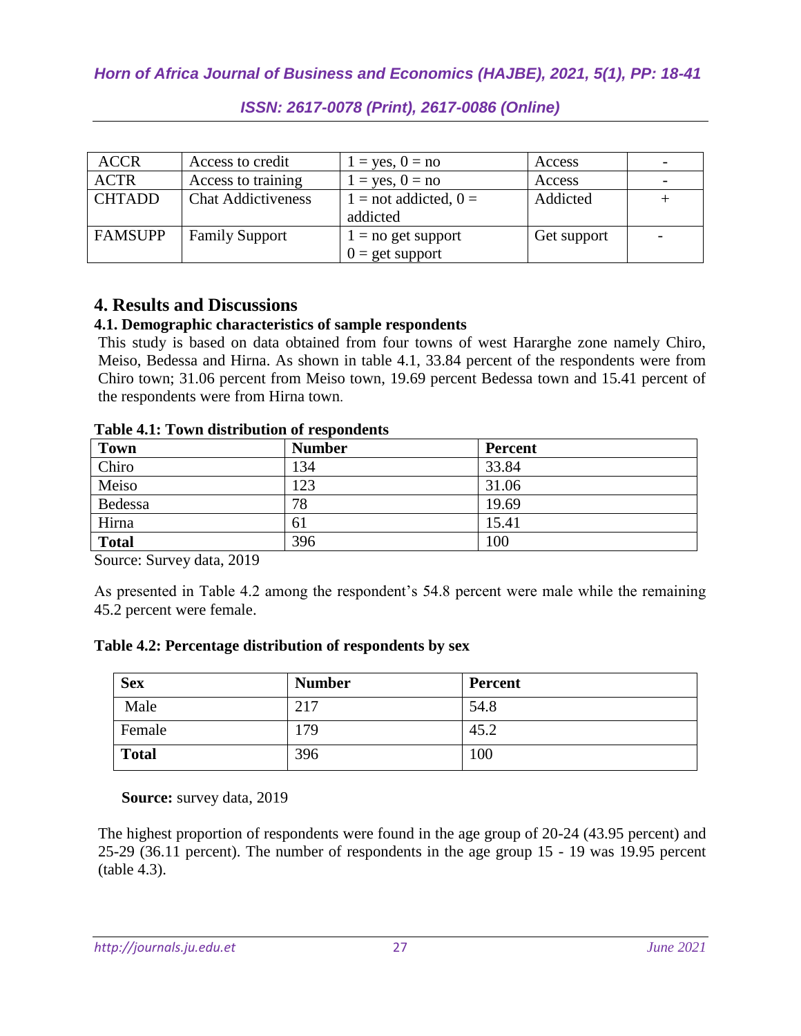| | | | | |
|---|---|---|---|---|
| ACCR | Access to credit | 1 = yes, 0 = no | Access | - |
| ACTR | Access to training | 1 = yes, 0 = no | Access | - |
| CHTADD | Chat Addictiveness | 1 = not addicted, 0 = addicted | Addicted | + |
| FAMSUPP | Family Support | 1 = no get support 0 = get support | Get support | - |

## 4. Results and Discussions

### 4.1. Demographic characteristics of sample respondents

This study is based on data obtained from four towns of west Hararghe zone namely Chiro, Meiso, Bedessa and Hirna. As shown in table 4.1, 33.84 percent of the respondents were from Chiro town; 31.06 percent from Meiso town, 19.69 percent Bedessa town and 15.41 percent of the respondents were from Hirna town.

**Table 4.1: Town distribution of respondents**

| Town | Number | Percent |
|---|---|---|
| Chiro | 134 | 33.84 |
| Meiso | 123 | 31.06 |
| Bedessa | 78 | 19.69 |
| Hirna | 61 | 15.41 |
| **Total** | 396 | 100 |

Source: Survey data, 2019

As presented in Table 4.2 among the respondent's 54.8 percent were male while the remaining 45.2 percent were female.

**Table 4.2: Percentage distribution of respondents by sex**

| Sex | Number | Percent |
|---|---|---|
| Male | 217 | 54.8 |
| Female | 179 | 45.2 |
| **Total** | 396 | 100 |

**Source:** survey data, 2019

The highest proportion of respondents were found in the age group of 20-24 (43.95 percent) and 25-29 (36.11 percent). The number of respondents in the age group 15 - 19 was 19.95 percent (table 4.3).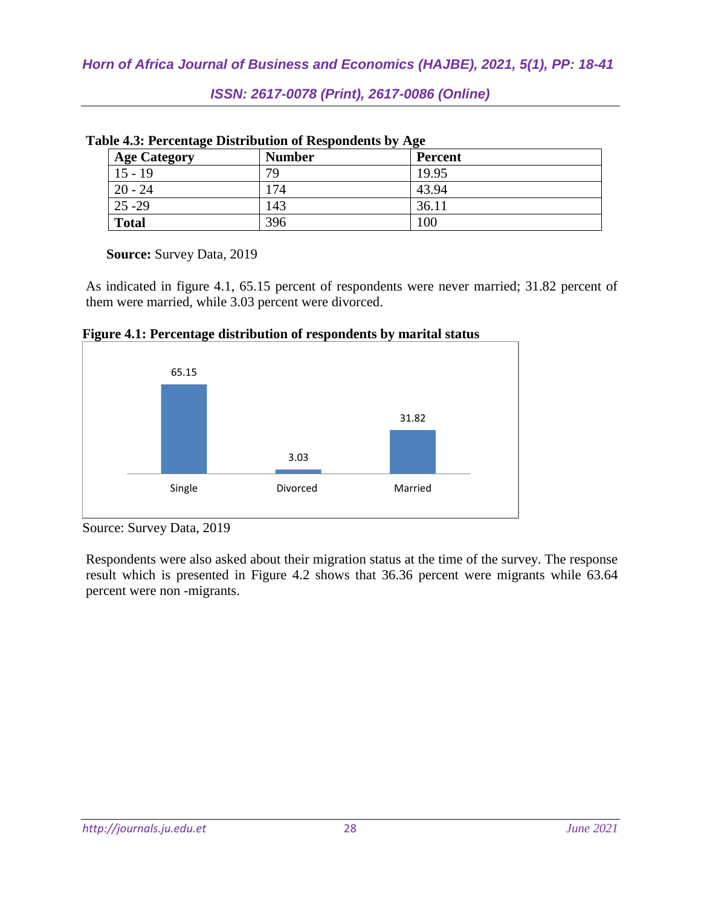**Table 4.3: Percentage Distribution of Respondents by Age**

| Age Category | Number | Percent |
|---|---|---|
| 15 - 19 | 79 | 19.95 |
| 20 - 24 | 174 | 43.94 |
| 25 -29 | 143 | 36.11 |
| **Total** | 396 | 100 |

**Source:** Survey Data, 2019

As indicated in figure 4.1, 65.15 percent of respondents were never married; 31.82 percent of them were married, while 3.03 percent were divorced.

**Figure 4.1: Percentage distribution of respondents by marital status**

65.15

3.03

31.82

Single

Divorced

Married

Source: Survey Data, 2019

Respondents were also asked about their migration status at the time of the survey. The response result which is presented in Figure 4.2 shows that 36.36 percent were migrants while 63.64 percent were non -migrants.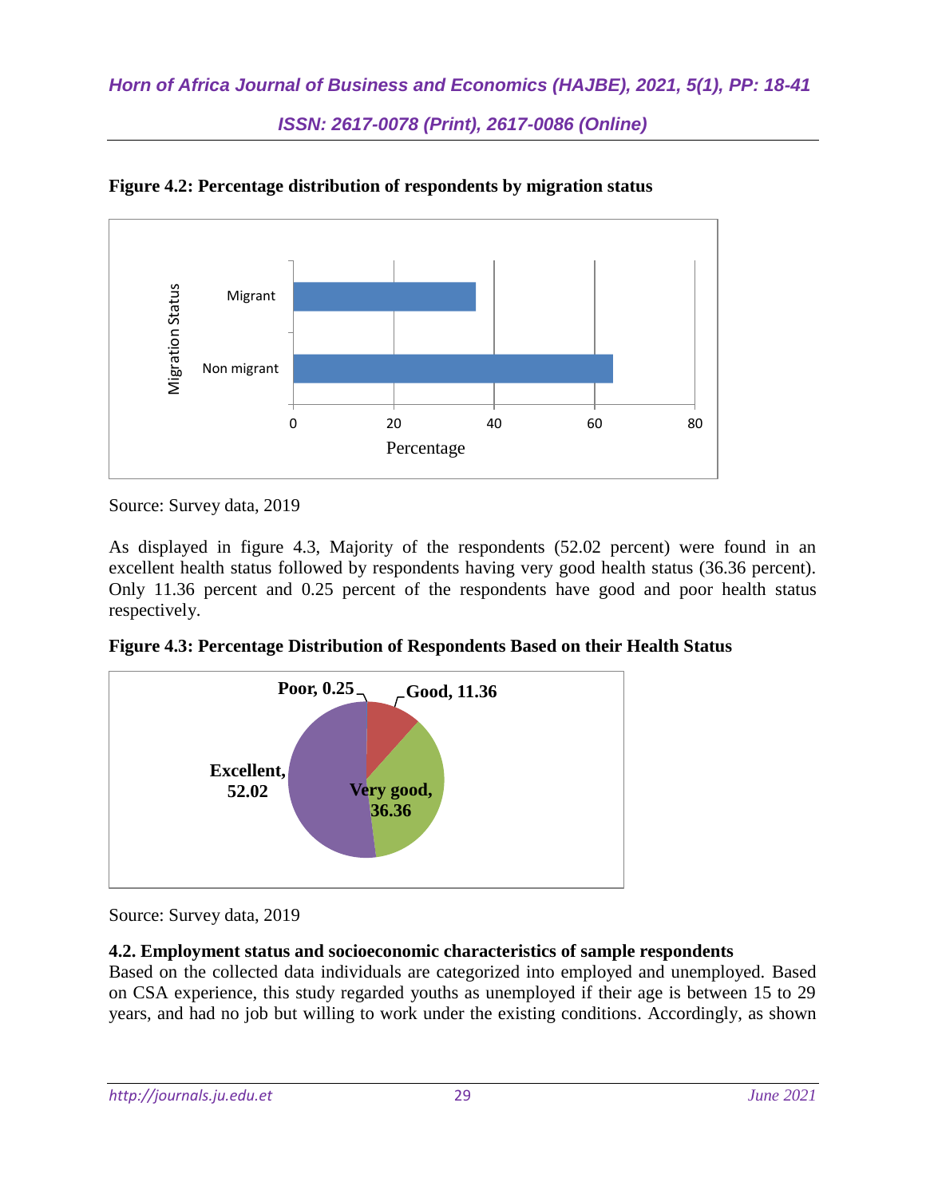**Figure 4.2: Percentage distribution of respondents by migration status**

Migration Status

Migrant

Non migrant

0
20
40
60
80

Percentage

Source: Survey data, 2019

As displayed in figure 4.3, Majority of the respondents (52.02 percent) were found in an excellent health status followed by respondents having very good health status (36.36 percent). Only 11.36 percent and 0.25 percent of the respondents have good and poor health status respectively.

**Figure 4.3: Percentage Distribution of Respondents Based on their Health Status**

Poor, 0.25

Good, 11.36

Excellent, 52.02

Very good, 36.36

Source: Survey data, 2019

### 4.2. Employment status and socioeconomic characteristics of sample respondents

Based on the collected data individuals are categorized into employed and unemployed. Based on CSA experience, this study regarded youths as unemployed if their age is between 15 to 29 years, and had no job but willing to work under the existing conditions. Accordingly, as shown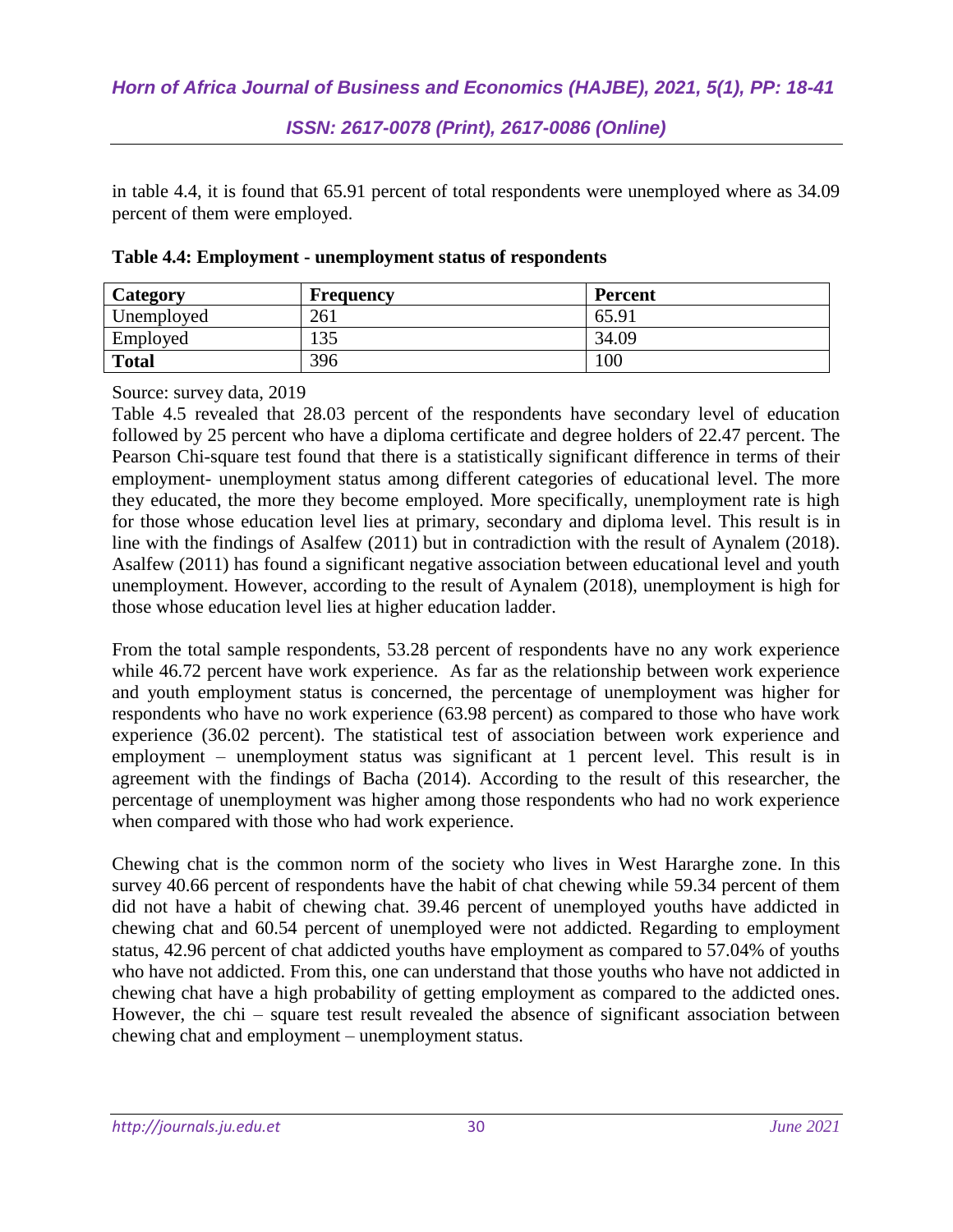in table 4.4, it is found that 65.91 percent of total respondents were unemployed where as 34.09 percent of them were employed.

**Table 4.4: Employment - unemployment status of respondents**

| **Category** | **Frequency** | **Percent** |
| --- | --- | --- |
| Unemployed | 261 | 65.91 |
| Employed | 135 | 34.09 |
| **Total** | 396 | 100 |

Source: survey data, 2019

Table 4.5 revealed that 28.03 percent of the respondents have secondary level of education followed by 25 percent who have a diploma certificate and degree holders of 22.47 percent. The Pearson Chi-square test found that there is a statistically significant difference in terms of their employment- unemployment status among different categories of educational level. The more they educated, the more they become employed. More specifically, unemployment rate is high for those whose education level lies at primary, secondary and diploma level. This result is in line with the findings of Asalfew (2011) but in contradiction with the result of Aynalem (2018). Asalfew (2011) has found a significant negative association between educational level and youth unemployment. However, according to the result of Aynalem (2018), unemployment is high for those whose education level lies at higher education ladder.

From the total sample respondents, 53.28 percent of respondents have no any work experience while 46.72 percent have work experience. As far as the relationship between work experience and youth employment status is concerned, the percentage of unemployment was higher for respondents who have no work experience (63.98 percent) as compared to those who have work experience (36.02 percent). The statistical test of association between work experience and employment – unemployment status was significant at 1 percent level. This result is in agreement with the findings of Bacha (2014). According to the result of this researcher, the percentage of unemployment was higher among those respondents who had no work experience when compared with those who had work experience.

Chewing chat is the common norm of the society who lives in West Hararghe zone. In this survey 40.66 percent of respondents have the habit of chat chewing while 59.34 percent of them did not have a habit of chewing chat. 39.46 percent of unemployed youths have addicted in chewing chat and 60.54 percent of unemployed were not addicted. Regarding to employment status, 42.96 percent of chat addicted youths have employment as compared to 57.04% of youths who have not addicted. From this, one can understand that those youths who have not addicted in chewing chat have a high probability of getting employment as compared to the addicted ones. However, the chi – square test result revealed the absence of significant association between chewing chat and employment – unemployment status.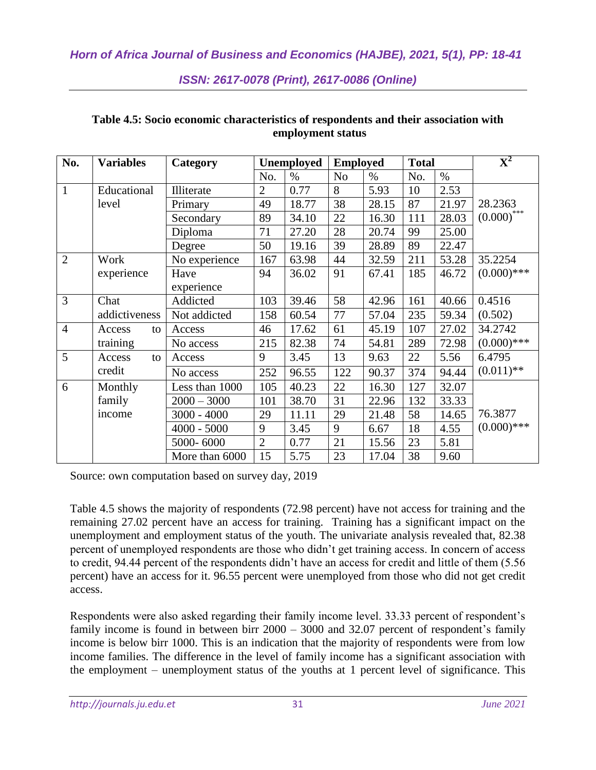**Table 4.5: Socio economic characteristics of respondents and their association with employment status**

| No. | Variables | Category | Unemployed | | Employed | | Total | | $X^2$ |
|---|---|---|---|---|---|---|---|---|---|
| | | | No. | % | No | % | No. | % | |
| 1 | Educational level | Illiterate | 2 | 0.77 | 8 | 5.93 | 10 | 2.53 | 28.2363 (0.000)*** |
| | | Primary | 49 | 18.77 | 38 | 28.15 | 87 | 21.97 | |
| | | Secondary | 89 | 34.10 | 22 | 16.30 | 111 | 28.03 | |
| | | Diploma | 71 | 27.20 | 28 | 20.74 | 99 | 25.00 | |
| | | Degree | 50 | 19.16 | 39 | 28.89 | 89 | 22.47 | |
| 2 | Work experience | No experience | 167 | 63.98 | 44 | 32.59 | 211 | 53.28 | 35.2254 (0.000)*** |
| | | Have experience | 94 | 36.02 | 91 | 67.41 | 185 | 46.72 | |
| 3 | Chat addictiveness | Addicted | 103 | 39.46 | 58 | 42.96 | 161 | 40.66 | 0.4516 (0.502) |
| | | Not addicted | 158 | 60.54 | 77 | 57.04 | 235 | 59.34 | |
| 4 | Access to training | Access | 46 | 17.62 | 61 | 45.19 | 107 | 27.02 | 34.2742 (0.000)*** |
| | | No access | 215 | 82.38 | 74 | 54.81 | 289 | 72.98 | |
| 5 | Access to credit | Access | 9 | 3.45 | 13 | 9.63 | 22 | 5.56 | 6.4795 (0.011)** |
| | | No access | 252 | 96.55 | 122 | 90.37 | 374 | 94.44 | |
| 6 | Monthly family income | Less than 1000 | 105 | 40.23 | 22 | 16.30 | 127 | 32.07 | 76.3877 (0.000)*** |
| | | 2000 – 3000 | 101 | 38.70 | 31 | 22.96 | 132 | 33.33 | |
| | | 3000 - 4000 | 29 | 11.11 | 29 | 21.48 | 58 | 14.65 | |
| | | 4000 - 5000 | 9 | 3.45 | 9 | 6.67 | 18 | 4.55 | |
| | | 5000- 6000 | 2 | 0.77 | 21 | 15.56 | 23 | 5.81 | |
| | | More than 6000 | 15 | 5.75 | 23 | 17.04 | 38 | 9.60 | |

Source: own computation based on survey day, 2019

Table 4.5 shows the majority of respondents (72.98 percent) have not access for training and the remaining 27.02 percent have an access for training. Training has a significant impact on the unemployment and employment status of the youth. The univariate analysis revealed that, 82.38 percent of unemployed respondents are those who didn't get training access. In concern of access to credit, 94.44 percent of the respondents didn't have an access for credit and little of them (5.56 percent) have an access for it. 96.55 percent were unemployed from those who did not get credit access.

Respondents were also asked regarding their family income level. 33.33 percent of respondent's family income is found in between birr 2000 – 3000 and 32.07 percent of respondent's family income is below birr 1000. This is an indication that the majority of respondents were from low income families. The difference in the level of family income has a significant association with the employment – unemployment status of the youths at 1 percent level of significance. This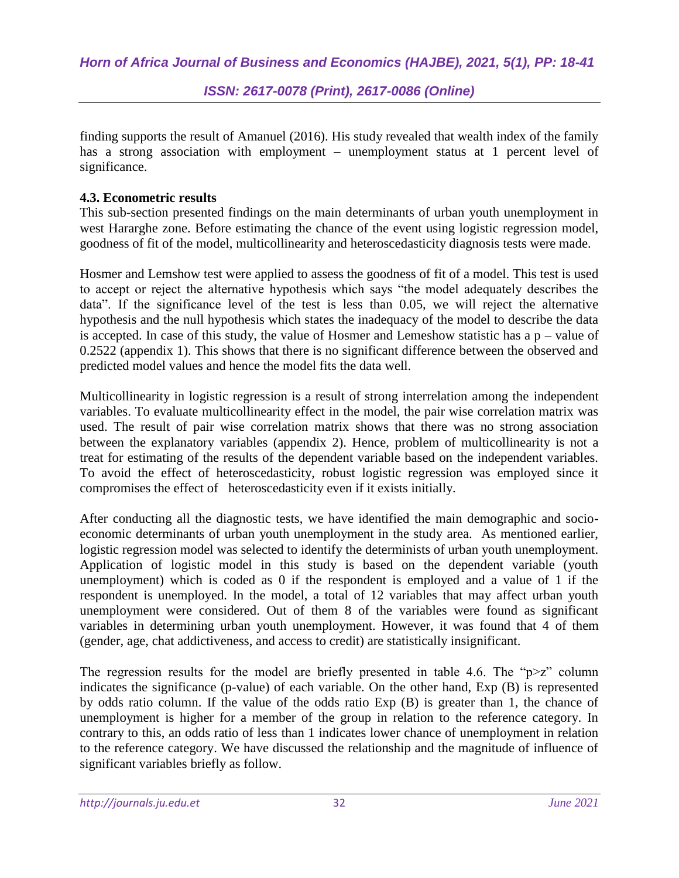finding supports the result of Amanuel (2016). His study revealed that wealth index of the family has a strong association with employment – unemployment status at 1 percent level of significance.

### 4.3. Econometric results

This sub-section presented findings on the main determinants of urban youth unemployment in west Hararghe zone. Before estimating the chance of the event using logistic regression model, goodness of fit of the model, multicollinearity and heteroscedasticity diagnosis tests were made.

Hosmer and Lemshow test were applied to assess the goodness of fit of a model. This test is used to accept or reject the alternative hypothesis which says "the model adequately describes the data". If the significance level of the test is less than 0.05, we will reject the alternative hypothesis and the null hypothesis which states the inadequacy of the model to describe the data is accepted. In case of this study, the value of Hosmer and Lemeshow statistic has a p – value of 0.2522 (appendix 1). This shows that there is no significant difference between the observed and predicted model values and hence the model fits the data well.

Multicollinearity in logistic regression is a result of strong interrelation among the independent variables. To evaluate multicollinearity effect in the model, the pair wise correlation matrix was used. The result of pair wise correlation matrix shows that there was no strong association between the explanatory variables (appendix 2). Hence, problem of multicollinearity is not a treat for estimating of the results of the dependent variable based on the independent variables. To avoid the effect of heteroscedasticity, robust logistic regression was employed since it compromises the effect of heteroscedasticity even if it exists initially.

After conducting all the diagnostic tests, we have identified the main demographic and socio-economic determinants of urban youth unemployment in the study area. As mentioned earlier, logistic regression model was selected to identify the determinists of urban youth unemployment. Application of logistic model in this study is based on the dependent variable (youth unemployment) which is coded as 0 if the respondent is employed and a value of 1 if the respondent is unemployed. In the model, a total of 12 variables that may affect urban youth unemployment were considered. Out of them 8 of the variables were found as significant variables in determining urban youth unemployment. However, it was found that 4 of them (gender, age, chat addictiveness, and access to credit) are statistically insignificant.

The regression results for the model are briefly presented in table 4.6. The "p>z" column indicates the significance (p-value) of each variable. On the other hand, Exp (B) is represented by odds ratio column. If the value of the odds ratio Exp (B) is greater than 1, the chance of unemployment is higher for a member of the group in relation to the reference category. In contrary to this, an odds ratio of less than 1 indicates lower chance of unemployment in relation to the reference category. We have discussed the relationship and the magnitude of influence of significant variables briefly as follow.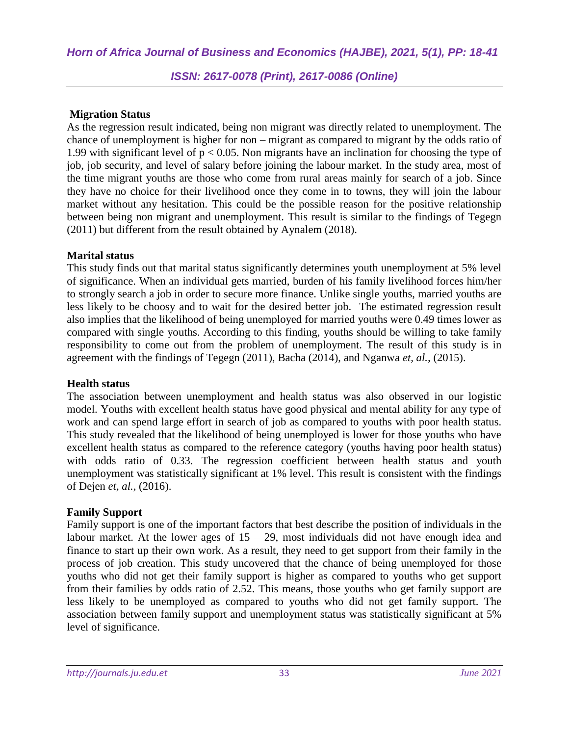**Migration Status**

As the regression result indicated, being non migrant was directly related to unemployment. The chance of unemployment is higher for non – migrant as compared to migrant by the odds ratio of 1.99 with significant level of $p < 0.05$. Non migrants have an inclination for choosing the type of job, job security, and level of salary before joining the labour market. In the study area, most of the time migrant youths are those who come from rural areas mainly for search of a job. Since they have no choice for their livelihood once they come in to towns, they will join the labour market without any hesitation. This could be the possible reason for the positive relationship between being non migrant and unemployment. This result is similar to the findings of Tegegn (2011) but different from the result obtained by Aynalem (2018).

**Marital status**

This study finds out that marital status significantly determines youth unemployment at 5% level of significance. When an individual gets married, burden of his family livelihood forces him/her to strongly search a job in order to secure more finance. Unlike single youths, married youths are less likely to be choosy and to wait for the desired better job. The estimated regression result also implies that the likelihood of being unemployed for married youths were 0.49 times lower as compared with single youths. According to this finding, youths should be willing to take family responsibility to come out from the problem of unemployment. The result of this study is in agreement with the findings of Tegegn (2011), Bacha (2014), and Nganwa *et, al.,* (2015).

**Health status**

The association between unemployment and health status was also observed in our logistic model. Youths with excellent health status have good physical and mental ability for any type of work and can spend large effort in search of job as compared to youths with poor health status. This study revealed that the likelihood of being unemployed is lower for those youths who have excellent health status as compared to the reference category (youths having poor health status) with odds ratio of 0.33. The regression coefficient between health status and youth unemployment was statistically significant at 1% level. This result is consistent with the findings of Dejen *et, al.,* (2016).

**Family Support**

Family support is one of the important factors that best describe the position of individuals in the labour market. At the lower ages of 15 – 29, most individuals did not have enough idea and finance to start up their own work. As a result, they need to get support from their family in the process of job creation. This study uncovered that the chance of being unemployed for those youths who did not get their family support is higher as compared to youths who get support from their families by odds ratio of 2.52. This means, those youths who get family support are less likely to be unemployed as compared to youths who did not get family support. The association between family support and unemployment status was statistically significant at 5% level of significance.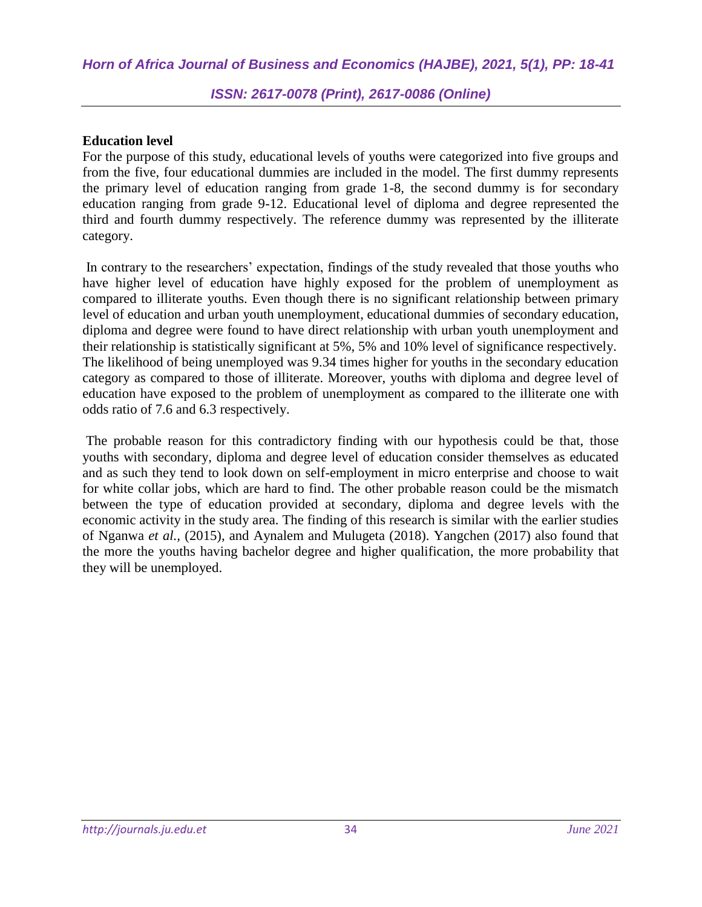**Education level**

For the purpose of this study, educational levels of youths were categorized into five groups and from the five, four educational dummies are included in the model. The first dummy represents the primary level of education ranging from grade 1-8, the second dummy is for secondary education ranging from grade 9-12. Educational level of diploma and degree represented the third and fourth dummy respectively. The reference dummy was represented by the illiterate category.

In contrary to the researchers' expectation, findings of the study revealed that those youths who have higher level of education have highly exposed for the problem of unemployment as compared to illiterate youths. Even though there is no significant relationship between primary level of education and urban youth unemployment, educational dummies of secondary education, diploma and degree were found to have direct relationship with urban youth unemployment and their relationship is statistically significant at 5%, 5% and 10% level of significance respectively. The likelihood of being unemployed was 9.34 times higher for youths in the secondary education category as compared to those of illiterate. Moreover, youths with diploma and degree level of education have exposed to the problem of unemployment as compared to the illiterate one with odds ratio of 7.6 and 6.3 respectively.

The probable reason for this contradictory finding with our hypothesis could be that, those youths with secondary, diploma and degree level of education consider themselves as educated and as such they tend to look down on self-employment in micro enterprise and choose to wait for white collar jobs, which are hard to find. The other probable reason could be the mismatch between the type of education provided at secondary, diploma and degree levels with the economic activity in the study area. The finding of this research is similar with the earlier studies of Nganwa *et al.*, (2015), and Aynalem and Mulugeta (2018). Yangchen (2017) also found that the more the youths having bachelor degree and higher qualification, the more probability that they will be unemployed.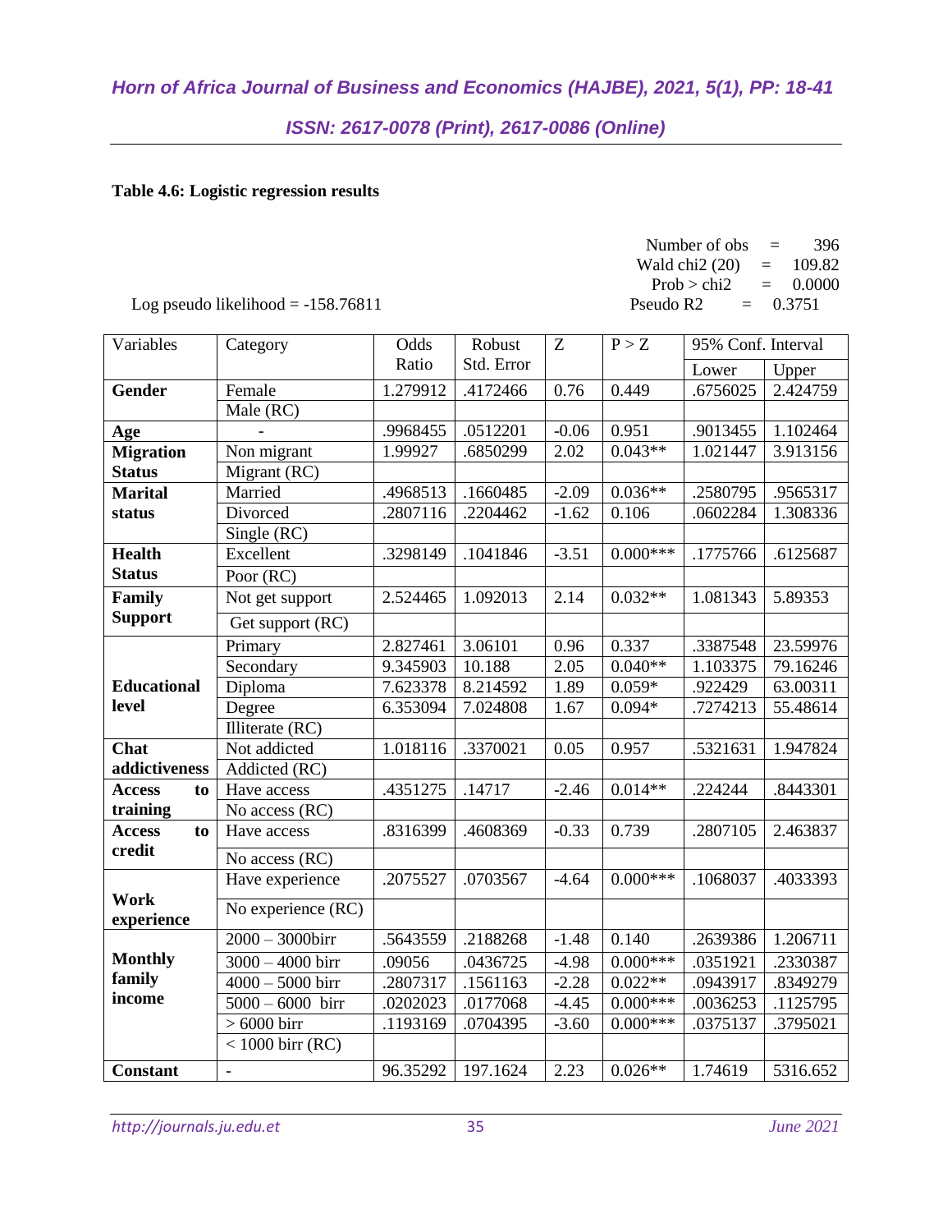**Table 4.6: Logistic regression results**

Number of obs = 396
Wald chi2 (20) = 109.82
Prob > chi2 = 0.0000
Log pseudo likelihood = -158.76811 Pseudo R2 = 0.3751

| Variables | Category | Odds Ratio | Robust Std. Error | Z | P > Z | 95% Conf. Interval | |
|---|---|---|---|---|---|---|---|
| | | | | | | Lower | Upper |
| **Gender** | Female | 1.279912 | .4172466 | 0.76 | 0.449 | .6756025 | 2.424759 |
| | Male (RC) | | | | | | |
| **Age** | - | .9968455 | .0512201 | -0.06 | 0.951 | .9013455 | 1.102464 |
| **Migration Status** | Non migrant | 1.99927 | .6850299 | 2.02 | 0.043** | 1.021447 | 3.913156 |
| | Migrant (RC) | | | | | | |
| **Marital status** | Married | .4968513 | .1660485 | -2.09 | 0.036** | .2580795 | .9565317 |
| | Divorced | .2807116 | .2204462 | -1.62 | 0.106 | .0602284 | 1.308336 |
| | Single (RC) | | | | | | |
| **Health Status** | Excellent | .3298149 | .1041846 | -3.51 | 0.000*** | .1775766 | .6125687 |
| | Poor (RC) | | | | | | |
| **Family Support** | Not get support | 2.524465 | 1.092013 | 2.14 | 0.032** | 1.081343 | 5.89353 |
| | Get support (RC) | | | | | | |
| **Educational level** | Primary | 2.827461 | 3.06101 | 0.96 | 0.337 | .3387548 | 23.59976 |
| | Secondary | 9.345903 | 10.188 | 2.05 | 0.040** | 1.103375 | 79.16246 |
| | Diploma | 7.623378 | 8.214592 | 1.89 | 0.059* | .922429 | 63.00311 |
| | Degree | 6.353094 | 7.024808 | 1.67 | 0.094* | .7274213 | 55.48614 |
| | Illiterate (RC) | | | | | | |
| **Chat addictiveness** | Not addicted | 1.018116 | .3370021 | 0.05 | 0.957 | .5321631 | 1.947824 |
| | Addicted (RC) | | | | | | |
| **Access to training** | Have access | .4351275 | .14717 | -2.46 | 0.014** | .224244 | .8443301 |
| | No access (RC) | | | | | | |
| **Access to credit** | Have access | .8316399 | .4608369 | -0.33 | 0.739 | .2807105 | 2.463837 |
| | No access (RC) | | | | | | |
| **Work experience** | Have experience | .2075527 | .0703567 | -4.64 | 0.000*** | .1068037 | .4033393 |
| | No experience (RC) | | | | | | |
| **Monthly family income** | 2000 – 3000birr | .5643559 | .2188268 | -1.48 | 0.140 | .2639386 | 1.206711 |
| | 3000 – 4000 birr | .09056 | .0436725 | -4.98 | 0.000*** | .0351921 | .2330387 |
| | 4000 – 5000 birr | .2807317 | .1561163 | -2.28 | 0.022** | .0943917 | .8349279 |
| | 5000 – 6000 birr | .0202023 | .0177068 | -4.45 | 0.000*** | .0036253 | .1125795 |
| | > 6000 birr | .1193169 | .0704395 | -3.60 | 0.000*** | .0375137 | .3795021 |
| | < 1000 birr (RC) | | | | | | |
| **Constant** | - | 96.35292 | 197.1624 | 2.23 | 0.026** | 1.74619 | 5316.652 |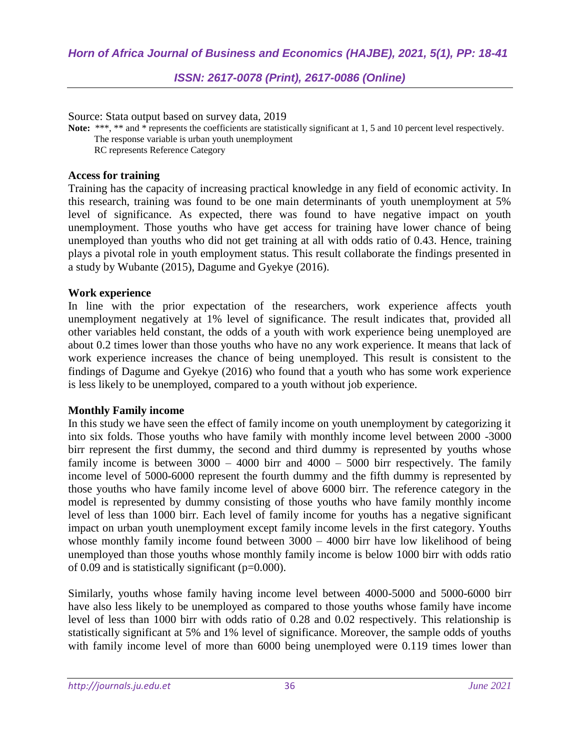Source: Stata output based on survey data, 2019

**Note:** ***, ** and * represents the coefficients are statistically significant at 1, 5 and 10 percent level respectively.
The response variable is urban youth unemployment
RC represents Reference Category

**Access for training**

Training has the capacity of increasing practical knowledge in any field of economic activity. In this research, training was found to be one main determinants of youth unemployment at 5% level of significance. As expected, there was found to have negative impact on youth unemployment. Those youths who have get access for training have lower chance of being unemployed than youths who did not get training at all with odds ratio of 0.43. Hence, training plays a pivotal role in youth employment status. This result collaborate the findings presented in a study by Wubante (2015), Dagume and Gyekye (2016).

**Work experience**

In line with the prior expectation of the researchers, work experience affects youth unemployment negatively at 1% level of significance. The result indicates that, provided all other variables held constant, the odds of a youth with work experience being unemployed are about 0.2 times lower than those youths who have no any work experience. It means that lack of work experience increases the chance of being unemployed. This result is consistent to the findings of Dagume and Gyekye (2016) who found that a youth who has some work experience is less likely to be unemployed, compared to a youth without job experience.

**Monthly Family income**

In this study we have seen the effect of family income on youth unemployment by categorizing it into six folds. Those youths who have family with monthly income level between 2000 -3000 birr represent the first dummy, the second and third dummy is represented by youths whose family income is between 3000 – 4000 birr and 4000 – 5000 birr respectively. The family income level of 5000-6000 represent the fourth dummy and the fifth dummy is represented by those youths who have family income level of above 6000 birr. The reference category in the model is represented by dummy consisting of those youths who have family monthly income level of less than 1000 birr. Each level of family income for youths has a negative significant impact on urban youth unemployment except family income levels in the first category. Youths whose monthly family income found between 3000 – 4000 birr have low likelihood of being unemployed than those youths whose monthly family income is below 1000 birr with odds ratio of 0.09 and is statistically significant (p=0.000).

Similarly, youths whose family having income level between 4000-5000 and 5000-6000 birr have also less likely to be unemployed as compared to those youths whose family have income level of less than 1000 birr with odds ratio of 0.28 and 0.02 respectively. This relationship is statistically significant at 5% and 1% level of significance. Moreover, the sample odds of youths with family income level of more than 6000 being unemployed were 0.119 times lower than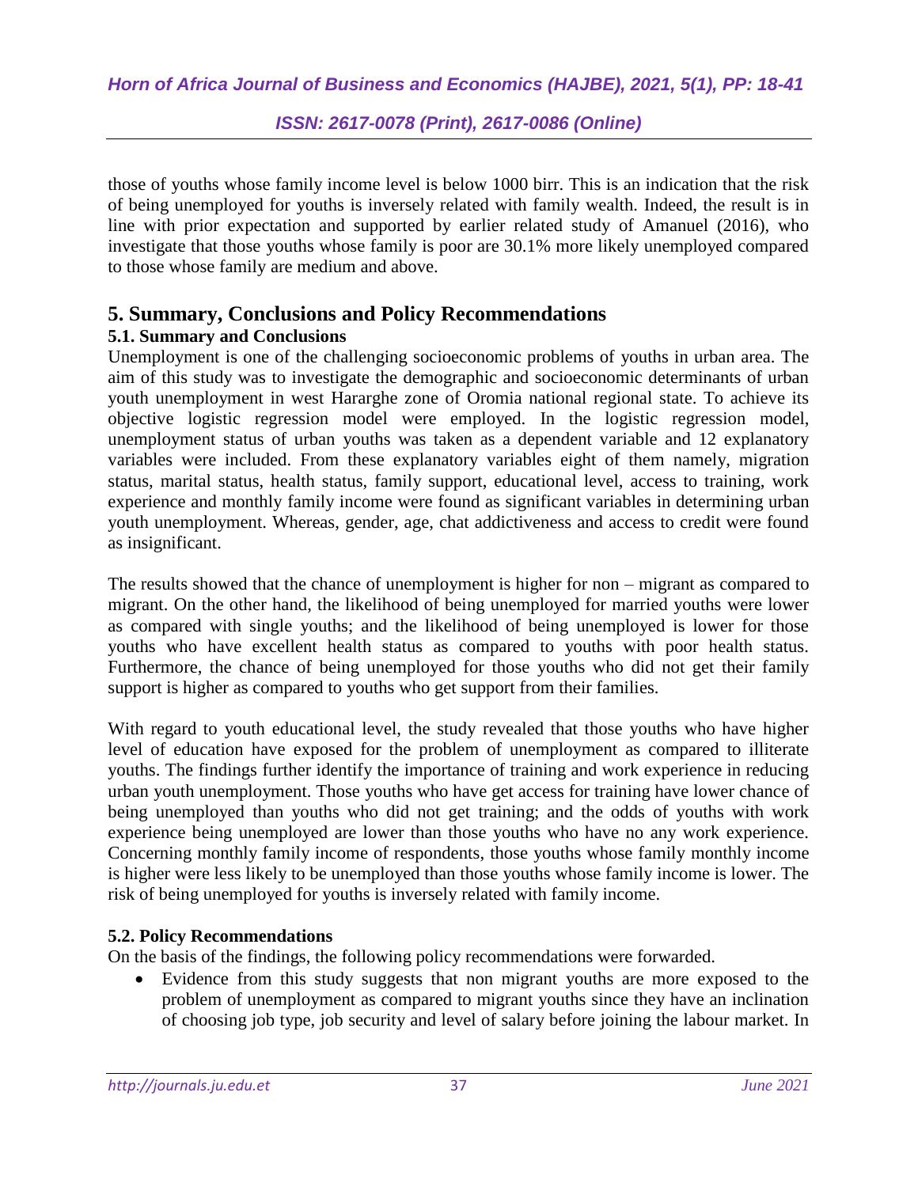those of youths whose family income level is below 1000 birr. This is an indication that the risk of being unemployed for youths is inversely related with family wealth. Indeed, the result is in line with prior expectation and supported by earlier related study of Amanuel (2016), who investigate that those youths whose family is poor are 30.1% more likely unemployed compared to those whose family are medium and above.

## 5. Summary, Conclusions and Policy Recommendations

### 5.1. Summary and Conclusions

Unemployment is one of the challenging socioeconomic problems of youths in urban area. The aim of this study was to investigate the demographic and socioeconomic determinants of urban youth unemployment in west Hararghe zone of Oromia national regional state. To achieve its objective logistic regression model were employed. In the logistic regression model, unemployment status of urban youths was taken as a dependent variable and 12 explanatory variables were included. From these explanatory variables eight of them namely, migration status, marital status, health status, family support, educational level, access to training, work experience and monthly family income were found as significant variables in determining urban youth unemployment. Whereas, gender, age, chat addictiveness and access to credit were found as insignificant.

The results showed that the chance of unemployment is higher for non – migrant as compared to migrant. On the other hand, the likelihood of being unemployed for married youths were lower as compared with single youths; and the likelihood of being unemployed is lower for those youths who have excellent health status as compared to youths with poor health status. Furthermore, the chance of being unemployed for those youths who did not get their family support is higher as compared to youths who get support from their families.

With regard to youth educational level, the study revealed that those youths who have higher level of education have exposed for the problem of unemployment as compared to illiterate youths. The findings further identify the importance of training and work experience in reducing urban youth unemployment. Those youths who have get access for training have lower chance of being unemployed than youths who did not get training; and the odds of youths with work experience being unemployed are lower than those youths who have no any work experience. Concerning monthly family income of respondents, those youths whose family monthly income is higher were less likely to be unemployed than those youths whose family income is lower. The risk of being unemployed for youths is inversely related with family income.

### 5.2. Policy Recommendations

On the basis of the findings, the following policy recommendations were forwarded.

- Evidence from this study suggests that non migrant youths are more exposed to the problem of unemployment as compared to migrant youths since they have an inclination of choosing job type, job security and level of salary before joining the labour market. In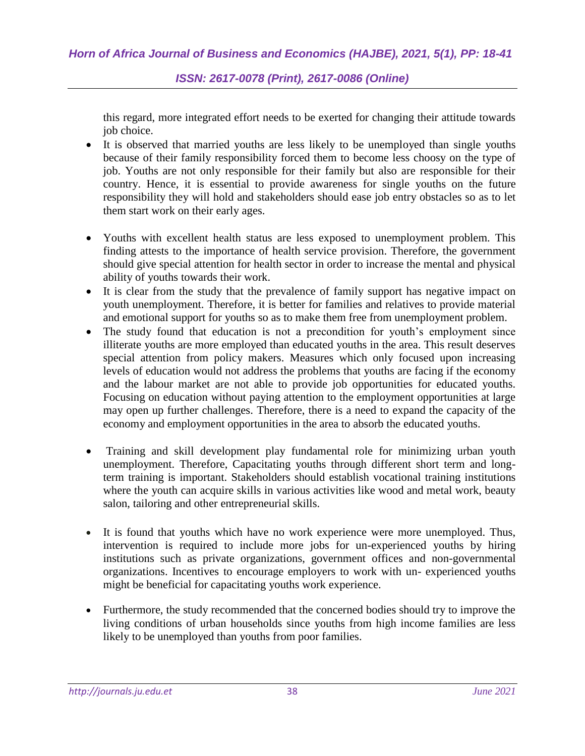this regard, more integrated effort needs to be exerted for changing their attitude towards job choice.

- It is observed that married youths are less likely to be unemployed than single youths because of their family responsibility forced them to become less choosy on the type of job. Youths are not only responsible for their family but also are responsible for their country. Hence, it is essential to provide awareness for single youths on the future responsibility they will hold and stakeholders should ease job entry obstacles so as to let them start work on their early ages.

- Youths with excellent health status are less exposed to unemployment problem. This finding attests to the importance of health service provision. Therefore, the government should give special attention for health sector in order to increase the mental and physical ability of youths towards their work.
- It is clear from the study that the prevalence of family support has negative impact on youth unemployment. Therefore, it is better for families and relatives to provide material and emotional support for youths so as to make them free from unemployment problem.
- The study found that education is not a precondition for youth's employment since illiterate youths are more employed than educated youths in the area. This result deserves special attention from policy makers. Measures which only focused upon increasing levels of education would not address the problems that youths are facing if the economy and the labour market are not able to provide job opportunities for educated youths. Focusing on education without paying attention to the employment opportunities at large may open up further challenges. Therefore, there is a need to expand the capacity of the economy and employment opportunities in the area to absorb the educated youths.

- Training and skill development play fundamental role for minimizing urban youth unemployment. Therefore, Capacitating youths through different short term and long-term training is important. Stakeholders should establish vocational training institutions where the youth can acquire skills in various activities like wood and metal work, beauty salon, tailoring and other entrepreneurial skills.

- It is found that youths which have no work experience were more unemployed. Thus, intervention is required to include more jobs for un-experienced youths by hiring institutions such as private organizations, government offices and non-governmental organizations. Incentives to encourage employers to work with un- experienced youths might be beneficial for capacitating youths work experience.

- Furthermore, the study recommended that the concerned bodies should try to improve the living conditions of urban households since youths from high income families are less likely to be unemployed than youths from poor families.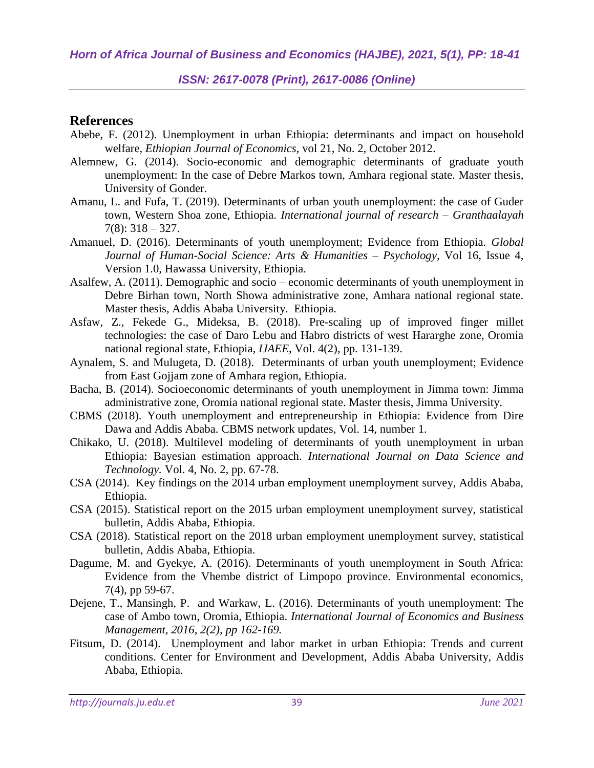## References

Abebe, F. (2012). Unemployment in urban Ethiopia: determinants and impact on household welfare, *Ethiopian Journal of Economics*, vol 21, No. 2, October 2012.

Alemnew, G. (2014). Socio-economic and demographic determinants of graduate youth unemployment: In the case of Debre Markos town, Amhara regional state. Master thesis, University of Gonder.

Amanu, L. and Fufa, T. (2019). Determinants of urban youth unemployment: the case of Guder town, Western Shoa zone, Ethiopia. *International journal of research – Granthaalayah* 7(8): 318 – 327.

Amanuel, D. (2016). Determinants of youth unemployment; Evidence from Ethiopia. *Global Journal of Human-Social Science: Arts & Humanities – Psychology*, Vol 16, Issue 4, Version 1.0, Hawassa University, Ethiopia.

Asalfew, A. (2011). Demographic and socio – economic determinants of youth unemployment in Debre Birhan town, North Showa administrative zone, Amhara national regional state. Master thesis, Addis Ababa University. Ethiopia.

Asfaw, Z., Fekede G., Mideksa, B. (2018). Pre-scaling up of improved finger millet technologies: the case of Daro Lebu and Habro districts of west Hararghe zone, Oromia national regional state, Ethiopia, *IJAEE*, Vol. 4(2), pp. 131-139.

Aynalem, S. and Mulugeta, D. (2018). Determinants of urban youth unemployment; Evidence from East Gojjam zone of Amhara region, Ethiopia.

Bacha, B. (2014). Socioeconomic determinants of youth unemployment in Jimma town: Jimma administrative zone, Oromia national regional state. Master thesis, Jimma University.

CBMS (2018). Youth unemployment and entrepreneurship in Ethiopia: Evidence from Dire Dawa and Addis Ababa. CBMS network updates, Vol. 14, number 1.

Chikako, U. (2018). Multilevel modeling of determinants of youth unemployment in urban Ethiopia: Bayesian estimation approach. *International Journal on Data Science and Technology.* Vol. 4, No. 2, pp. 67-78.

CSA (2014). Key findings on the 2014 urban employment unemployment survey, Addis Ababa, Ethiopia.

CSA (2015). Statistical report on the 2015 urban employment unemployment survey, statistical bulletin, Addis Ababa, Ethiopia.

CSA (2018). Statistical report on the 2018 urban employment unemployment survey, statistical bulletin, Addis Ababa, Ethiopia.

Dagume, M. and Gyekye, A. (2016). Determinants of youth unemployment in South Africa: Evidence from the Vhembe district of Limpopo province. Environmental economics, 7(4), pp 59-67.

Dejene, T., Mansingh, P. and Warkaw, L. (2016). Determinants of youth unemployment: The case of Ambo town, Oromia, Ethiopia. *International Journal of Economics and Business Management, 2016, 2(2), pp 162-169.*

Fitsum, D. (2014). Unemployment and labor market in urban Ethiopia: Trends and current conditions. Center for Environment and Development, Addis Ababa University, Addis Ababa, Ethiopia.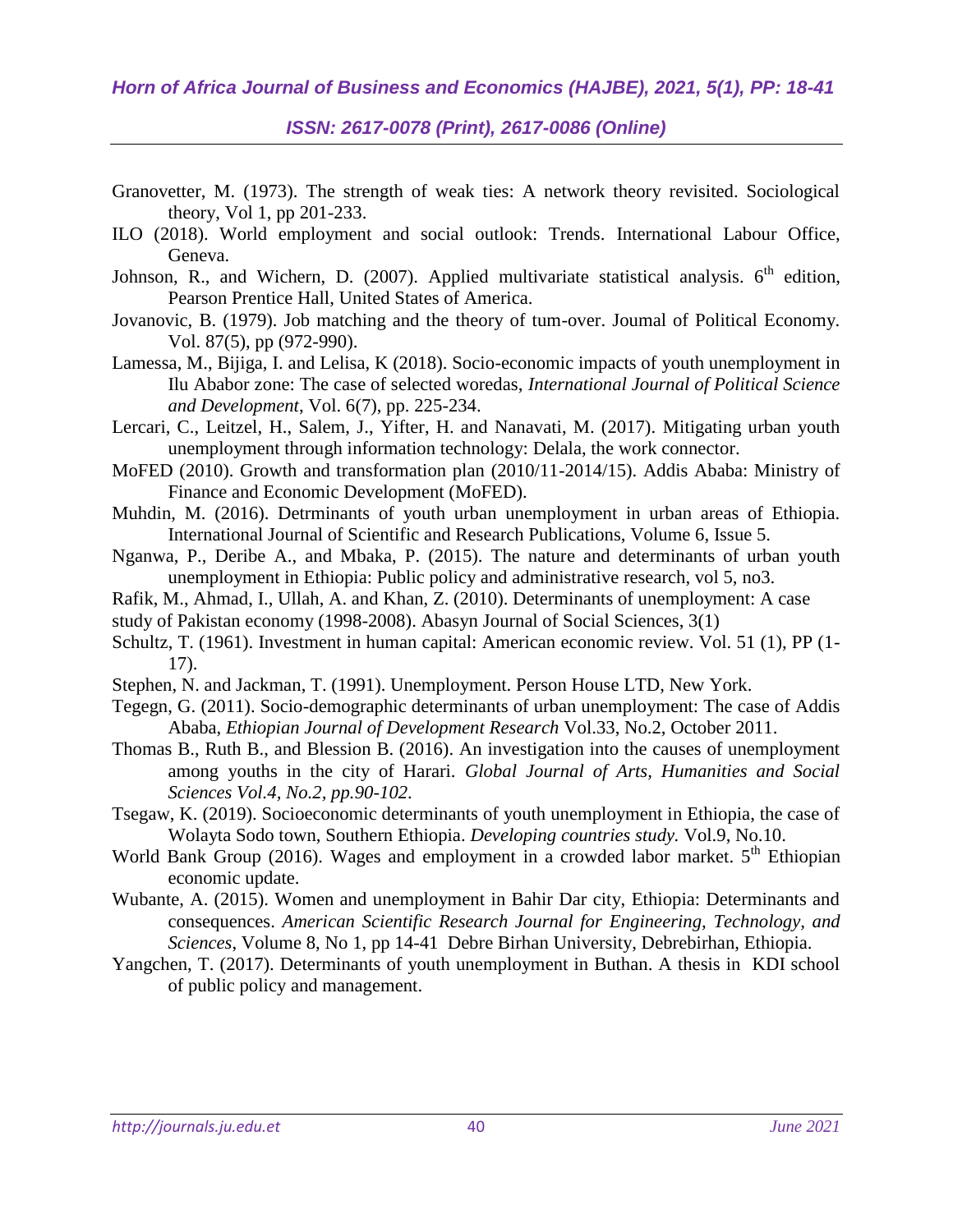Granovetter, M. (1973). The strength of weak ties: A network theory revisited. Sociological theory, Vol 1, pp 201-233.

ILO (2018). World employment and social outlook: Trends. International Labour Office, Geneva.

Johnson, R., and Wichern, D. (2007). Applied multivariate statistical analysis. 6th edition, Pearson Prentice Hall, United States of America.

Jovanovic, B. (1979). Job matching and the theory of tum-over. Joumal of Political Economy. Vol. 87(5), pp (972-990).

Lamessa, M., Bijiga, I. and Lelisa, K (2018). Socio-economic impacts of youth unemployment in Ilu Ababor zone: The case of selected woredas, *International Journal of Political Science and Development*, Vol. 6(7), pp. 225-234.

Lercari, C., Leitzel, H., Salem, J., Yifter, H. and Nanavati, M. (2017). Mitigating urban youth unemployment through information technology: Delala, the work connector.

MoFED (2010). Growth and transformation plan (2010/11-2014/15). Addis Ababa: Ministry of Finance and Economic Development (MoFED).

Muhdin, M. (2016). Detrminants of youth urban unemployment in urban areas of Ethiopia. International Journal of Scientific and Research Publications, Volume 6, Issue 5.

Nganwa, P., Deribe A., and Mbaka, P. (2015). The nature and determinants of urban youth unemployment in Ethiopia: Public policy and administrative research, vol 5, no3.

Rafik, M., Ahmad, I., Ullah, A. and Khan, Z. (2010). Determinants of unemployment: A case study of Pakistan economy (1998-2008). Abasyn Journal of Social Sciences, 3(1)

Schultz, T. (1961). Investment in human capital: American economic review. Vol. 51 (1), PP (1-17).

Stephen, N. and Jackman, T. (1991). Unemployment. Person House LTD, New York.

Tegegn, G. (2011). Socio-demographic determinants of urban unemployment: The case of Addis Ababa, *Ethiopian Journal of Development Research* Vol.33, No.2, October 2011.

Thomas B., Ruth B., and Blession B. (2016). An investigation into the causes of unemployment among youths in the city of Harari. *Global Journal of Arts, Humanities and Social Sciences Vol.4, No.2, pp.90-102*.

Tsegaw, K. (2019). Socioeconomic determinants of youth unemployment in Ethiopia, the case of Wolayta Sodo town, Southern Ethiopia. *Developing countries study.* Vol.9, No.10.

World Bank Group (2016). Wages and employment in a crowded labor market. 5th Ethiopian economic update.

Wubante, A. (2015). Women and unemployment in Bahir Dar city, Ethiopia: Determinants and consequences. *American Scientific Research Journal for Engineering, Technology, and Sciences*, Volume 8, No 1, pp 14-41 Debre Birhan University, Debrebirhan, Ethiopia.

Yangchen, T. (2017). Determinants of youth unemployment in Buthan. A thesis in KDI school of public policy and management.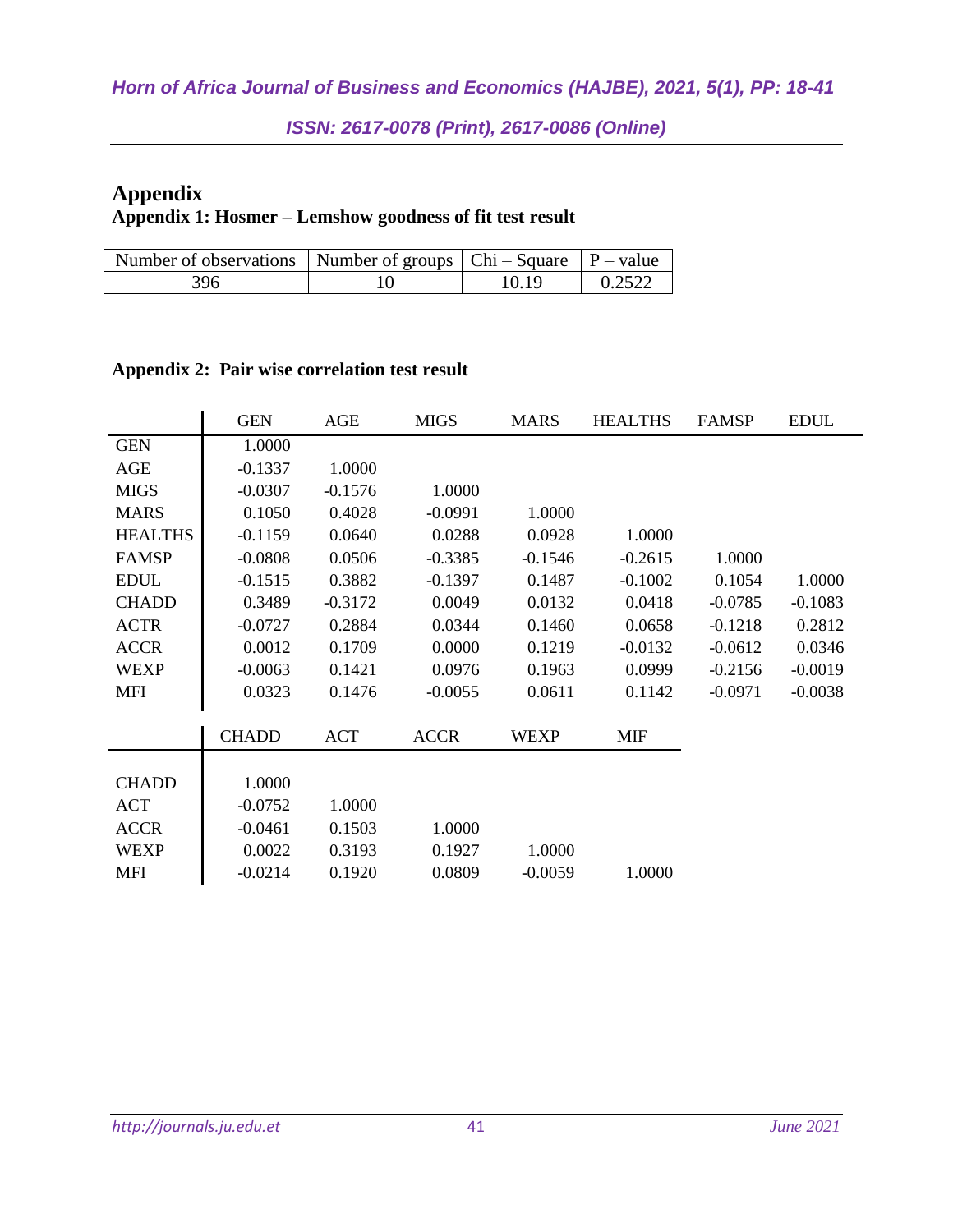# Appendix

## Appendix 1: Hosmer – Lemshow goodness of fit test result

| Number of observations | Number of groups | Chi – Square | P – value |
|---|---|---|---|
| 396 | 10 | 10.19 | 0.2522 |

## Appendix 2: Pair wise correlation test result

| | GEN | AGE | MIGS | MARS | HEALTHS | FAMSP | EDUL |
|---|---|---|---|---|---|---|---|
| GEN | 1.0000 | | | | | | |
| AGE | -0.1337 | 1.0000 | | | | | |
| MIGS | -0.0307 | -0.1576 | 1.0000 | | | | |
| MARS | 0.1050 | 0.4028 | -0.0991 | 1.0000 | | | |
| HEALTHS | -0.1159 | 0.0640 | 0.0288 | 0.0928 | 1.0000 | | |
| FAMSP | -0.0808 | 0.0506 | -0.3385 | -0.1546 | -0.2615 | 1.0000 | |
| EDUL | -0.1515 | 0.3882 | -0.1397 | 0.1487 | -0.1002 | 0.1054 | 1.0000 |
| CHADD | 0.3489 | -0.3172 | 0.0049 | 0.0132 | 0.0418 | -0.0785 | -0.1083 |
| ACTR | -0.0727 | 0.2884 | 0.0344 | 0.1460 | 0.0658 | -0.1218 | 0.2812 |
| ACCR | 0.0012 | 0.1709 | 0.0000 | 0.1219 | -0.0132 | -0.0612 | 0.0346 |
| WEXP | -0.0063 | 0.1421 | 0.0976 | 0.1963 | 0.0999 | -0.2156 | -0.0019 |
| MFI | 0.0323 | 0.1476 | -0.0055 | 0.0611 | 0.1142 | -0.0971 | -0.0038 |

| | CHADD | ACT | ACCR | WEXP | MIF |
|---|---|---|---|---|---|
| CHADD | 1.0000 | | | | |
| ACT | -0.0752 | 1.0000 | | | |
| ACCR | -0.0461 | 0.1503 | 1.0000 | | |
| WEXP | 0.0022 | 0.3193 | 0.1927 | 1.0000 | |
| MFI | -0.0214 | 0.1920 | 0.0809 | -0.0059 | 1.0000 |